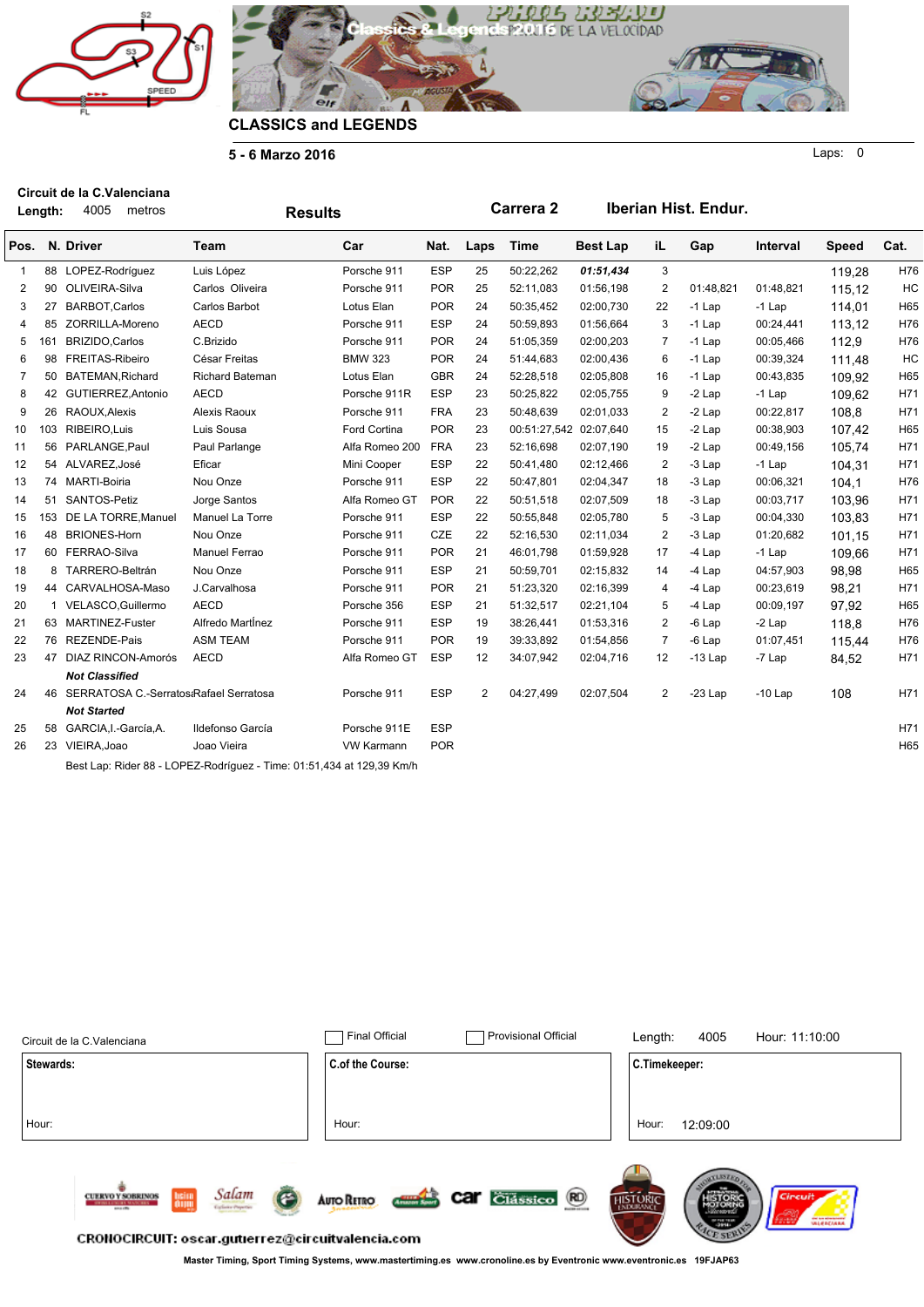# CLASSICS and LEGENDS

**5 - 6 Marzo 2016**

Laps: 0

**Circuit de la C.Valenciana**

**Length:** 4005 metros

## Results

**Carrera 2** **Iberian Hist. Endur.**

| Pos. | N. | Driver | Team | Car | Nat. | Laps | Time | Best Lap | iL | Gap | Interval | Speed | Cat. |
|---|---|---|---|---|---|---|---|---|---|---|---|---|---|
| 1 | 88 | LOPEZ-Rodríguez | Luis López | Porsche 911 | ESP | 25 | 50:22,262 | *01:51,434* | 3 | | | 119,28 | H76 |
| 2 | 90 | OLIVEIRA-Silva | Carlos Oliveira | Porsche 911 | POR | 25 | 52:11,083 | 01:56,198 | 2 | 01:48,821 | 01:48,821 | 115,12 | HC |
| 3 | 27 | BARBOT,Carlos | Carlos Barbot | Lotus Elan | POR | 24 | 50:35,452 | 02:00,730 | 22 | -1 Lap | -1 Lap | 114,01 | H65 |
| 4 | 85 | ZORRILLA-Moreno | AECD | Porsche 911 | ESP | 24 | 50:59,893 | 01:56,664 | 3 | -1 Lap | 00:24,441 | 113,12 | H76 |
| 5 | 161 | BRIZIDO,Carlos | C.Brizido | Porsche 911 | POR | 24 | 51:05,359 | 02:00,203 | 7 | -1 Lap | 00:05,466 | 112,9 | H76 |
| 6 | 98 | FREITAS-Ribeiro | César Freitas | BMW 323 | POR | 24 | 51:44,683 | 02:00,436 | 6 | -1 Lap | 00:39,324 | 111,48 | HC |
| 7 | 50 | BATEMAN,Richard | Richard Bateman | Lotus Elan | GBR | 24 | 52:28,518 | 02:05,808 | 16 | -1 Lap | 00:43,835 | 109,92 | H65 |
| 8 | 42 | GUTIERREZ,Antonio | AECD | Porsche 911R | ESP | 23 | 50:25,822 | 02:05,755 | 9 | -2 Lap | -1 Lap | 109,62 | H71 |
| 9 | 26 | RAOUX,Alexis | Alexis Raoux | Porsche 911 | FRA | 23 | 50:48,639 | 02:01,033 | 2 | -2 Lap | 00:22,817 | 108,8 | H71 |
| 10 | 103 | RIBEIRO,Luis | Luis Sousa | Ford Cortina | POR | 23 | 00:51:27,542 | 02:07,640 | 15 | -2 Lap | 00:38,903 | 107,42 | H65 |
| 11 | 56 | PARLANGE,Paul | Paul Parlange | Alfa Romeo 200 | FRA | 23 | 52:16,698 | 02:07,190 | 19 | -2 Lap | 00:49,156 | 105,74 | H71 |
| 12 | 54 | ALVAREZ,José | Eficar | Mini Cooper | ESP | 22 | 50:41,480 | 02:12,466 | 2 | -3 Lap | -1 Lap | 104,31 | H71 |
| 13 | 74 | MARTI-Boiria | Nou Onze | Porsche 911 | ESP | 22 | 50:47,801 | 02:04,347 | 18 | -3 Lap | 00:06,321 | 104,1 | H76 |
| 14 | 51 | SANTOS-Petiz | Jorge Santos | Alfa Romeo GT | POR | 22 | 50:51,518 | 02:07,509 | 18 | -3 Lap | 00:03,717 | 103,96 | H71 |
| 15 | 153 | DE LA TORRE,Manuel | Manuel La Torre | Porsche 911 | ESP | 22 | 50:55,848 | 02:05,780 | 5 | -3 Lap | 00:04,330 | 103,83 | H71 |
| 16 | 48 | BRIONES-Horn | Nou Onze | Porsche 911 | CZE | 22 | 52:16,530 | 02:11,034 | 2 | -3 Lap | 01:20,682 | 101,15 | H71 |
| 17 | 60 | FERRAO-Silva | Manuel Ferrao | Porsche 911 | POR | 21 | 46:01,798 | 01:59,928 | 17 | -4 Lap | -1 Lap | 109,66 | H71 |
| 18 | 8 | TARRERO-Beltrán | Nou Onze | Porsche 911 | ESP | 21 | 50:59,701 | 02:15,832 | 14 | -4 Lap | 04:57,903 | 98,98 | H65 |
| 19 | 44 | CARVALHOSA-Maso | J.Carvalhosa | Porsche 911 | POR | 21 | 51:23,320 | 02:16,399 | 4 | -4 Lap | 00:23,619 | 98,21 | H71 |
| 20 | 1 | VELASCO,Guillermo | AECD | Porsche 356 | ESP | 21 | 51:32,517 | 02:21,104 | 5 | -4 Lap | 00:09,197 | 97,92 | H65 |
| 21 | 63 | MARTINEZ-Fuster | Alfredo Martínez | Porsche 911 | ESP | 19 | 38:26,441 | 01:53,316 | 2 | -6 Lap | -2 Lap | 118,8 | H76 |
| 22 | 76 | REZENDE-Pais | ASM TEAM | Porsche 911 | POR | 19 | 39:33,892 | 01:54,856 | 7 | -6 Lap | 01:07,451 | 115,44 | H76 |
| 23 | 47 | DIAZ RINCON-Amorós | AECD | Alfa Romeo GT | ESP | 12 | 34:07,942 | 02:04,716 | 12 | -13 Lap | -7 Lap | 84,52 | H71 |
| | | ***Not Classified*** | | | | | | | | | | | |
| 24 | 46 | SERRATOSA C.-Serratosa | Rafael Serratosa | Porsche 911 | ESP | 2 | 04:27,499 | 02:07,504 | 2 | -23 Lap | -10 Lap | 108 | H71 |
| | | ***Not Started*** | | | | | | | | | | | |
| 25 | 58 | GARCIA,I.-García,A. | Ildefonso García | Porsche 911E | ESP | | | | | | | | H71 |
| 26 | 23 | VIEIRA,Joao | Joao Vieira | VW Karmann | POR | | | | | | | | H65 |

Best Lap: Rider 88 - LOPEZ-Rodríguez - Time: 01:51,434 at 129,39 Km/h

Circuit de la C.Valenciana

☐ Final Official ☐ Provisional Official

Length: 4005 Hour: 11:10:00

| Stewards: | C.of the Course: | C.Timekeeper: |
|---|---|---|
| Hour: | Hour: | Hour: 12:09:00 |

CRONOCIRCUIT: oscar.gutierrez@circuitvalencia.com

Master Timing, Sport Timing Systems, www.mastertiming.es www.cronoline.es by Eventronic www.eventronic.es 19FJAP63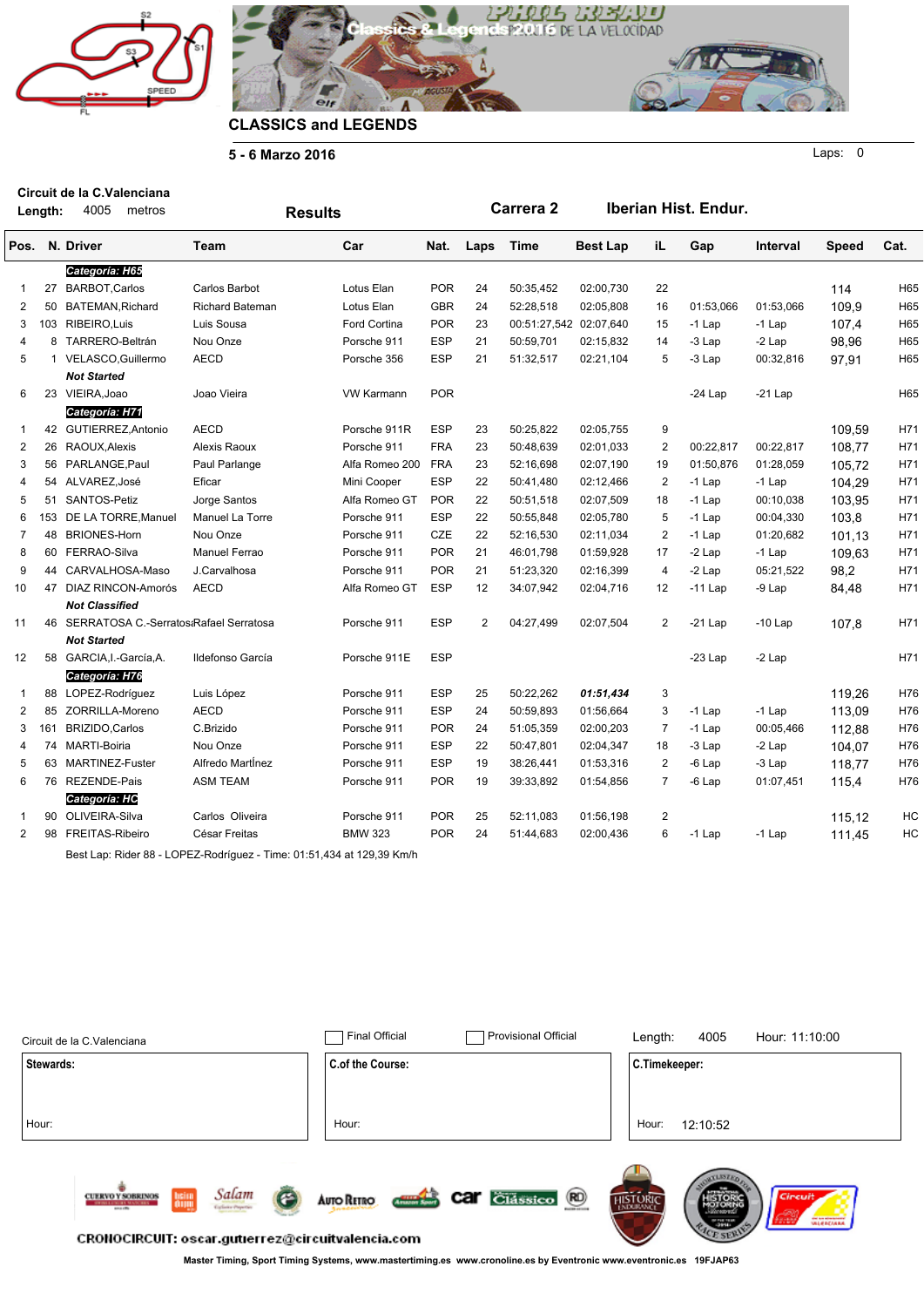# CLASSICS and LEGENDS

**5 - 6 Marzo 2016**

Laps: 0

**Circuit de la C.Valenciana**

**Length:** 4005 metros

## Results

**Carrera 2** **Iberian Hist. Endur.**

| Pos. | N. | Driver | Team | Car | Nat. | Laps | Time | Best Lap | iL | Gap | Interval | Speed | Cat. |
|---|---|---|---|---|---|---|---|---|---|---|---|---|---|
| | | ***Categoria: H65*** | | | | | | | | | | | |
| 1 | 27 | BARBOT,Carlos | Carlos Barbot | Lotus Elan | POR | 24 | 50:35,452 | 02:00,730 | 22 | | | 114 | H65 |
| 2 | 50 | BATEMAN,Richard | Richard Bateman | Lotus Elan | GBR | 24 | 52:28,518 | 02:05,808 | 16 | 01:53,066 | 01:53,066 | 109,9 | H65 |
| 3 | 103 | RIBEIRO,Luis | Luis Sousa | Ford Cortina | POR | 23 | 00:51:27,542 | 02:07,640 | 15 | -1 Lap | -1 Lap | 107,4 | H65 |
| 4 | 8 | TARRERO-Beltrán | Nou Onze | Porsche 911 | ESP | 21 | 50:59,701 | 02:15,832 | 14 | -3 Lap | -2 Lap | 98,96 | H65 |
| 5 | 1 | VELASCO,Guillermo | AECD | Porsche 356 | ESP | 21 | 51:32,517 | 02:21,104 | 5 | -3 Lap | 00:32,816 | 97,91 | H65 |
| | | ***Not Started*** | | | | | | | | | | | |
| 6 | 23 | VIEIRA,Joao | Joao Vieira | VW Karmann | POR | | | | | -24 Lap | -21 Lap | | H65 |
| | | ***Categoria: H71*** | | | | | | | | | | | |
| 1 | 42 | GUTIERREZ,Antonio | AECD | Porsche 911R | ESP | 23 | 50:25,822 | 02:05,755 | 9 | | | 109,59 | H71 |
| 2 | 26 | RAOUX,Alexis | Alexis Raoux | Porsche 911 | FRA | 23 | 50:48,639 | 02:01,033 | 2 | 00:22,817 | 00:22,817 | 108,77 | H71 |
| 3 | 56 | PARLANGE,Paul | Paul Parlange | Alfa Romeo 200 | FRA | 23 | 52:16,698 | 02:07,190 | 19 | 01:50,876 | 01:28,059 | 105,72 | H71 |
| 4 | 54 | ALVAREZ,José | Eficar | Mini Cooper | ESP | 22 | 50:41,480 | 02:12,466 | 2 | -1 Lap | -1 Lap | 104,29 | H71 |
| 5 | 51 | SANTOS-Petiz | Jorge Santos | Alfa Romeo GT | POR | 22 | 50:51,518 | 02:07,509 | 18 | -1 Lap | 00:10,038 | 103,95 | H71 |
| 6 | 153 | DE LA TORRE,Manuel | Manuel La Torre | Porsche 911 | ESP | 22 | 50:55,848 | 02:05,780 | 5 | -1 Lap | 00:04,330 | 103,8 | H71 |
| 7 | 48 | BRIONES-Horn | Nou Onze | Porsche 911 | CZE | 22 | 52:16,530 | 02:11,034 | 2 | -1 Lap | 01:20,682 | 101,13 | H71 |
| 8 | 60 | FERRAO-Silva | Manuel Ferrao | Porsche 911 | POR | 21 | 46:01,798 | 01:59,928 | 17 | -2 Lap | -1 Lap | 109,63 | H71 |
| 9 | 44 | CARVALHOSA-Maso | J.Carvalhosa | Porsche 911 | POR | 21 | 51:23,320 | 02:16,399 | 4 | -2 Lap | 05:21,522 | 98,2 | H71 |
| 10 | 47 | DIAZ RINCON-Amorós | AECD | Alfa Romeo GT | ESP | 12 | 34:07,942 | 02:04,716 | 12 | -11 Lap | -9 Lap | 84,48 | H71 |
| | | ***Not Classified*** | | | | | | | | | | | |
| 11 | 46 | SERRATOSA C.-Serratosa | Rafael Serratosa | Porsche 911 | ESP | 2 | 04:27,499 | 02:07,504 | 2 | -21 Lap | -10 Lap | 107,8 | H71 |
| | | ***Not Started*** | | | | | | | | | | | |
| 12 | 58 | GARCIA,I.-García,A. | Ildefonso García | Porsche 911E | ESP | | | | | -23 Lap | -2 Lap | | H71 |
| | | ***Categoria: H76*** | | | | | | | | | | | |
| 1 | 88 | LOPEZ-Rodríguez | Luis López | Porsche 911 | ESP | 25 | 50:22,262 | ***01:51,434*** | 3 | | | 119,26 | H76 |
| 2 | 85 | ZORRILLA-Moreno | AECD | Porsche 911 | ESP | 24 | 50:59,893 | 01:56,664 | 3 | -1 Lap | -1 Lap | 113,09 | H76 |
| 3 | 161 | BRIZIDO,Carlos | C.Brizido | Porsche 911 | POR | 24 | 51:05,359 | 02:00,203 | 7 | -1 Lap | 00:05,466 | 112,88 | H76 |
| 4 | 74 | MARTI-Boiria | Nou Onze | Porsche 911 | ESP | 22 | 50:47,801 | 02:04,347 | 18 | -3 Lap | -2 Lap | 104,07 | H76 |
| 5 | 63 | MARTINEZ-Fuster | Alfredo MartÍnez | Porsche 911 | ESP | 19 | 38:26,441 | 01:53,316 | 2 | -6 Lap | -3 Lap | 118,77 | H76 |
| 6 | 76 | REZENDE-Pais | ASM TEAM | Porsche 911 | POR | 19 | 39:33,892 | 01:54,856 | 7 | -6 Lap | 01:07,451 | 115,4 | H76 |
| | | ***Categoria: HC*** | | | | | | | | | | | |
| 1 | 90 | OLIVEIRA-Silva | Carlos Oliveira | Porsche 911 | POR | 25 | 52:11,083 | 01:56,198 | 2 | | | 115,12 | HC |
| 2 | 98 | FREITAS-Ribeiro | César Freitas | BMW 323 | POR | 24 | 51:44,683 | 02:00,436 | 6 | -1 Lap | -1 Lap | 111,45 | HC |

Best Lap: Rider 88 - LOPEZ-Rodríguez - Time: 01:51,434 at 129,39 Km/h

Circuit de la C.Valenciana

☐ Final Official ☐ Provisional Official

Length: 4005 Hour: 11:10:00

| **Stewards:** | **C.of the Course:** | **C.Timekeeper:** |
|---|---|---|
| Hour: | Hour: | Hour: 12:10:52 |

CRONOCIRCUIT: oscar.gutierrez@circuitvalencia.com

Master Timing, Sport Timing Systems, www.mastertiming.es www.cronoline.es by Eventronic www.eventronic.es 19FJAP63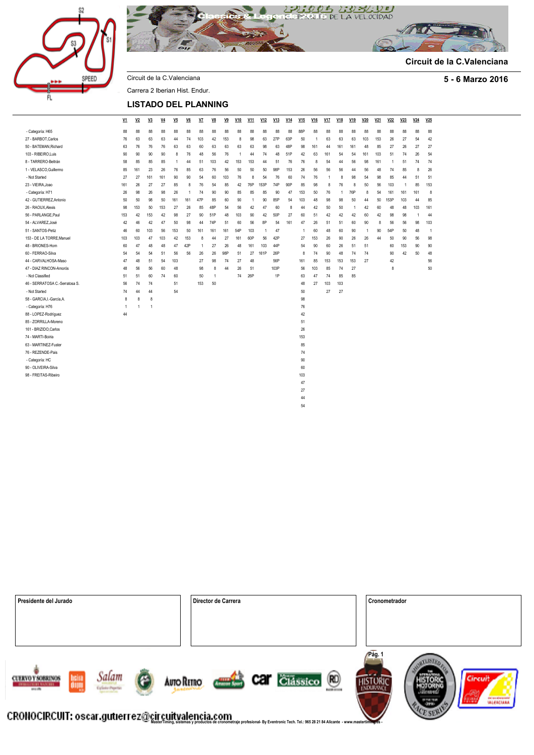# Circuit de la C.Valenciana

**5 - 6 Marzo 2016**

Circuit de la C.Valenciana

Carrera 2 Iberian Hist. Endur.

## LISTADO DEL PLANNING

| | V1 | V2 | V3 | V4 | V5 | V6 | V7 | V8 | V9 | V10 | V11 | V12 | V13 | V14 | V15 | V16 | V17 | V18 | V19 | V20 | V21 | V22 | V23 | V24 | V25 |
|---|---|---|---|---|---|---|---|---|---|---|---|---|---|---|---|---|---|---|---|---|---|---|---|---|---|
| - Categoria: H65 | 88 | 88 | 88 | 88 | 88 | 88 | 88 | 88 | 88 | 88 | 88 | 88 | 88 | 88 | 88P | 88 | 88 | 88 | 88 | 88 | 88 | 88 | 88 | 88 | 88 |
| 27 - BARBOT,Carlos | 76 | 63 | 63 | 63 | 44 | 74 | 103 | 42 | 153 | 8 | 98 | 63 | 27P | 63P | 50 | 1 | 63 | 63 | 63 | 103 | 153 | 26 | 27 | 54 | 42 |
| 50 - BATEMAN,Richard | 63 | 76 | 76 | 76 | 63 | 63 | 60 | 63 | 63 | 63 | 63 | 98 | 63 | 48P | 98 | 161 | 44 | 161 | 161 | 48 | 85 | 27 | 26 | 27 | 27 |
| 103 - RIBEIRO,Luis | 90 | 90 | 90 | 90 | 8 | 76 | 48 | 56 | 76 | 1 | 44 | 74 | 48 | 51P | 42 | 63 | 161 | 54 | 54 | 161 | 103 | 51 | 74 | 26 | 54 |
| 8 - TARRERO-Beltrán | 58 | 85 | 85 | 85 | 1 | 44 | 51 | 103 | 42 | 153 | 153 | 44 | 51 | 76 | 76 | 8 | 54 | 44 | 56 | 98 | 161 | 1 | 51 | 74 | 74 |
| 1 - VELASCO,Guillermo | 85 | 161 | 23 | 26 | 76 | 85 | 63 | 76 | 56 | 50 | 50 | 50 | 98P | 153 | 26 | 56 | 56 | 56 | 44 | 56 | 48 | 74 | 85 | 8 | 26 |
| - Not Started | 27 | 27 | 161 | 161 | 90 | 90 | 54 | 60 | 103 | 76 | 8 | 54 | 76 | 60 | 74 | 76 | 1 | 8 | 98 | 54 | 98 | 85 | 44 | 51 | 51 |
| 23 - VIEIRA,Joao | 161 | 26 | 27 | 27 | 85 | 8 | 76 | 54 | 85 | 42 | 76P | 153P | 74P | 90P | 85 | 98 | 8 | 76 | 8 | 50 | 56 | 103 | 1 | 85 | 153 |
| - Categoria: H71 | 26 | 98 | 26 | 98 | 26 | 1 | 74 | 90 | 90 | 85 | 85 | 85 | 90 | 47 | 153 | 50 | 76 | 1 | 76P | 8 | 54 | 161 | 161 | 161 | 8 |
| 42 - GUTIERREZ,Antonio | 50 | 50 | 98 | 50 | 161 | 161 | 47P | 85 | 60 | 90 | 1 | 90 | 85P | 54 | 103 | 48 | 98 | 98 | 50 | 44 | 50 | 153P | 103 | 44 | 85 |
| 26 - RAOUX,Alexis | 98 | 153 | 50 | 153 | 27 | 26 | 85 | 48P | 54 | 56 | 42 | 47 | 60 | 8 | 44 | 42 | 50 | 50 | 1 | 42 | 60 | 48 | 48 | 103 | 161 |
| 56 - PARLANGE,Paul | 153 | 42 | 153 | 42 | 98 | 27 | 90 | 51P | 48 | 103 | 90 | 42 | 50P | 27 | 60 | 51 | 42 | 42 | 42 | 60 | 42 | 98 | 98 | 1 | 44 |
| 54 - ALVAREZ,José | 42 | 46 | 42 | 47 | 50 | 98 | 44 | 74P | 51 | 60 | 56 | 8P | 54 | 161 | 47 | 26 | 51 | 51 | 60 | 90 | 8 | 56 | 56 | 98 | 103 |
| 51 - SANTOS-Petiz | 46 | 60 | 103 | 56 | 153 | 50 | 161 | 161 | 161 | 54P | 103 | 1 | 47 | | 1 | 60 | 48 | 60 | 90 | 1 | 90 | 54P | 50 | 48 | 1 |
| 153 - DE LA TORRE,Manuel | 103 | 103 | 47 | 103 | 42 | 153 | 8 | 44 | 27 | 161 | 60P | 56 | 42P | | 27 | 153 | 26 | 90 | 26 | 26 | 44 | 50 | 90 | 56 | 98 |
| 48 - BRIONES-Hom | 60 | 47 | 48 | 48 | 47 | 42P | 1 | 27 | 26 | 48 | 161 | 103 | 44P | | 54 | 90 | 60 | 26 | 51 | 51 | | 60 | 153 | 90 | 90 |
| 60 - FERRAO-Silva | 54 | 54 | 54 | 51 | 56 | 56 | 26 | 26 | 98P | 51 | 27 | 161P | 26P | | 8 | 74 | 90 | 48 | 74 | 74 | | 90 | 42 | 50 | 48 |
| 44 - CARVALHOSA-Maso | 47 | 48 | 51 | 54 | 103 | | 27 | 98 | 74 | 27 | 48 | | 56P | | 161 | 85 | 153 | 153 | 153 | 27 | | 42 | | | 56 |
| 47 - DIAZ RINCON-Amorós | 48 | 56 | 56 | 60 | 48 | | 98 | 8 | 44 | 26 | 51 | | 103P | | 56 | 103 | 85 | 74 | 27 | | | 8 | | | 50 |
| - Not Classified | 51 | 51 | 60 | 74 | 60 | | 50 | 1 | | 74 | 26P | | 1P | | 63 | 47 | 74 | 85 | 85 | | | | | | |
| 46 - SERRATOSA C.-Serratosa S. | 56 | 74 | 74 | | 51 | | 153 | 50 | | | | | | | 48 | 27 | 103 | 103 | | | | | | | |
| - Not Started | 74 | 44 | 44 | | 54 | | | | | | | | | | 50 | | 27 | 27 | | | | | | | |
| 58 - GARCIA,I.-Garcia,A. | 8 | 8 | 8 | | | | | | | | | | | | 98 | | | | | | | | | | |
| - Categoria: H76 | 1 | 1 | 1 | | | | | | | | | | | | 76 | | | | | | | | | | |
| 88 - LOPEZ-Rodríguez | 44 | | | | | | | | | | | | | | 42 | | | | | | | | | | |
| 85 - ZORRILLA-Moreno | | | | | | | | | | | | | | | 51 | | | | | | | | | | |
| 161 - BRIZIDO,Carlos | | | | | | | | | | | | | | | 26 | | | | | | | | | | |
| 74 - MARTI-Boiria | | | | | | | | | | | | | | | 153 | | | | | | | | | | |
| 63 - MARTINEZ-Fuster | | | | | | | | | | | | | | | 85 | | | | | | | | | | |
| 76 - REZENDE-Pais | | | | | | | | | | | | | | | 74 | | | | | | | | | | |
| - Categoria: HC | | | | | | | | | | | | | | | 90 | | | | | | | | | | |
| 90 - OLIVEIRA-Silva | | | | | | | | | | | | | | | 60 | | | | | | | | | | |
| 98 - FREITAS-Ribeiro | | | | | | | | | | | | | | | 103 | | | | | | | | | | |
| | | | | | | | | | | | | | | | 47 | | | | | | | | | | |
| | | | | | | | | | | | | | | | 27 | | | | | | | | | | |
| | | | | | | | | | | | | | | | 44 | | | | | | | | | | |
| | | | | | | | | | | | | | | | 54 | | | | | | | | | | |

| Presidente del Jurado | Director de Carrera | Cronometrador |
|---|---|---|
| | | |

CRONOCIRCUIT: oscar.gutierrez@circuitvalencia.com

MasterTiming, sistemas y productos de cronometraje profesional- By Eventronic Tech. Tel.: 965 28 21 84 Alicante - www.mastertiming.es -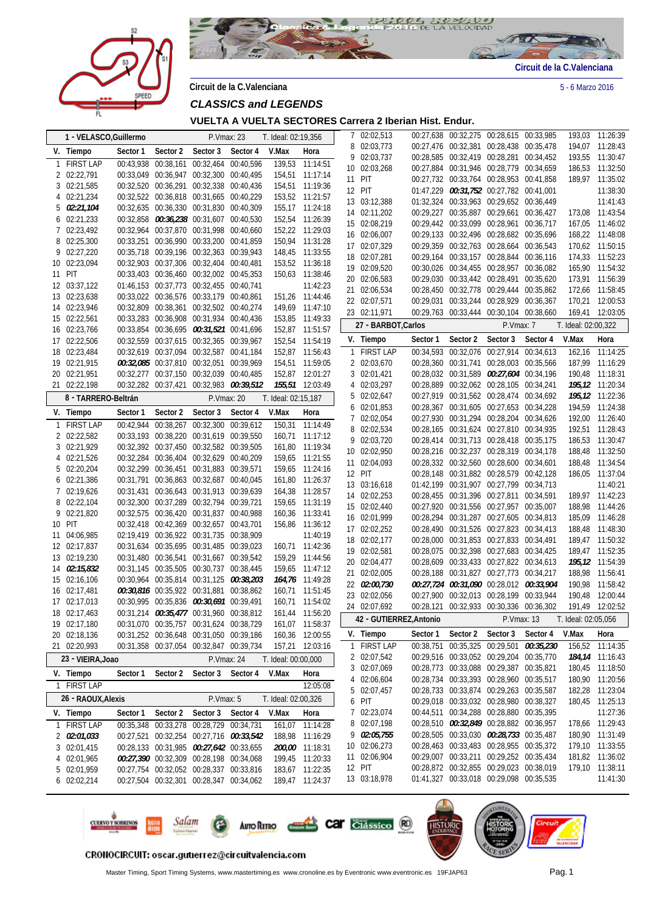Circuit de la C.Valenciana

5 - 6 Marzo 2016

Circuit de la C.Valenciana

## CLASSICS and LEGENDS

### VUELTA A VUELTA SECTORES Carrera 2 Iberian Hist. Endur.

**1 - VELASCO,Guillermo** — P.Vmax: 23 — T. Ideal: 02:19,356

| V. | Tiempo | Sector 1 | Sector 2 | Sector 3 | Sector 4 | V.Max | Hora |
|---|---|---|---|---|---|---|---|
| 1 | FIRST LAP | 00:43,938 | 00:38,161 | 00:32,464 | 00:40,596 | 139,53 | 11:14:51 |
| 2 | 02:22,791 | 00:33,049 | 00:36,947 | 00:32,300 | 00:40,495 | 154,51 | 11:17:14 |
| 3 | 02:21,585 | 00:32,520 | 00:36,291 | 00:32,338 | 00:40,436 | 154,51 | 11:19:36 |
| 4 | 02:21,234 | 00:32,522 | 00:36,818 | 00:31,665 | 00:40,229 | 153,52 | 11:21:57 |
| 5 | ***02:21,104*** | 00:32,635 | 00:36,330 | 00:31,830 | 00:40,309 | 155,17 | 11:24:18 |
| 6 | 02:21,233 | 00:32,858 | ***00:36,238*** | 00:31,607 | 00:40,530 | 152,54 | 11:26:39 |
| 7 | 02:23,492 | 00:32,964 | 00:37,870 | 00:31,998 | 00:40,660 | 152,22 | 11:29:03 |
| 8 | 02:25,300 | 00:33,251 | 00:36,990 | 00:33,200 | 00:41,859 | 150,94 | 11:31:28 |
| 9 | 02:27,220 | 00:35,718 | 00:39,196 | 00:32,363 | 00:39,943 | 148,45 | 11:33:55 |
| 10 | 02:23,094 | 00:32,903 | 00:37,306 | 00:32,404 | 00:40,481 | 153,52 | 11:36:18 |
| 11 | PIT | 00:33,403 | 00:36,460 | 00:32,002 | 00:45,353 | 150,63 | 11:38:46 |
| 12 | 03:37,122 | 01:46,153 | 00:37,773 | 00:32,455 | 00:40,741 | | 11:42:23 |
| 13 | 02:23,638 | 00:33,022 | 00:36,576 | 00:33,179 | 00:40,861 | 151,26 | 11:44:46 |
| 14 | 02:23,946 | 00:32,809 | 00:38,361 | 00:32,502 | 00:40,274 | 149,69 | 11:47:10 |
| 15 | 02:22,561 | 00:33,283 | 00:36,908 | 00:31,934 | 00:40,436 | 153,85 | 11:49:33 |
| 16 | 02:23,766 | 00:33,854 | 00:36,695 | ***00:31,521*** | 00:41,696 | 152,87 | 11:51:57 |
| 17 | 02:22,506 | 00:32,559 | 00:37,615 | 00:32,365 | 00:39,967 | 152,54 | 11:54:19 |
| 18 | 02:23,484 | 00:32,619 | 00:37,094 | 00:32,587 | 00:41,184 | 152,87 | 11:56:43 |
| 19 | 02:21,915 | ***00:32,085*** | 00:37,810 | 00:32,051 | 00:39,969 | 154,51 | 11:59:05 |
| 20 | 02:21,951 | 00:32,277 | 00:37,150 | 00:32,039 | 00:40,485 | 152,87 | 12:01:27 |
| 21 | 02:22,198 | 00:32,282 | 00:37,421 | 00:32,983 | ***00:39,512*** | ***155,51*** | 12:03:49 |

**8 - TARRERO-Beltrán** — P.Vmax: 20 — T. Ideal: 02:15,187

| V. | Tiempo | Sector 1 | Sector 2 | Sector 3 | Sector 4 | V.Max | Hora |
|---|---|---|---|---|---|---|---|
| 1 | FIRST LAP | 00:42,944 | 00:38,267 | 00:32,300 | 00:39,612 | 150,31 | 11:14:49 |
| 2 | 02:22,582 | 00:33,193 | 00:38,220 | 00:31,619 | 00:39,550 | 160,71 | 11:17:12 |
| 3 | 02:21,929 | 00:32,392 | 00:37,450 | 00:32,582 | 00:39,505 | 161,80 | 11:19:34 |
| 4 | 02:21,526 | 00:32,284 | 00:36,404 | 00:32,629 | 00:40,209 | 159,65 | 11:21:55 |
| 5 | 02:20,204 | 00:32,299 | 00:36,451 | 00:31,883 | 00:39,571 | 159,65 | 11:24:16 |
| 6 | 02:21,386 | 00:31,791 | 00:36,863 | 00:32,687 | 00:40,045 | 161,80 | 11:26:37 |
| 7 | 02:19,626 | 00:31,431 | 00:36,643 | 00:31,913 | 00:39,639 | 164,38 | 11:28:57 |
| 8 | 02:22,104 | 00:32,300 | 00:37,289 | 00:32,794 | 00:39,721 | 159,65 | 11:31:19 |
| 9 | 02:21,820 | 00:32,575 | 00:36,420 | 00:31,837 | 00:40,988 | 160,36 | 11:33:41 |
| 10 | PIT | 00:32,418 | 00:42,369 | 00:32,657 | 00:43,701 | 156,86 | 11:36:12 |
| 11 | 04:06,985 | 02:19,419 | 00:36,922 | 00:31,735 | 00:38,909 | | 11:40:19 |
| 12 | 02:17,837 | 00:31,634 | 00:35,695 | 00:31,485 | 00:39,023 | 160,71 | 11:42:36 |
| 13 | 02:19,230 | 00:31,480 | 00:36,541 | 00:31,667 | 00:39,542 | 159,29 | 11:44:56 |
| 14 | ***02:15,832*** | 00:31,145 | 00:35,505 | 00:30,737 | 00:38,445 | 159,65 | 11:47:12 |
| 15 | 02:16,106 | 00:30,964 | 00:35,814 | 00:31,125 | ***00:38,203*** | ***164,76*** | 11:49:28 |
| 16 | 02:17,481 | ***00:30,816*** | 00:35,922 | 00:31,881 | 00:38,862 | 160,71 | 11:51:45 |
| 17 | 02:17,013 | 00:30,995 | 00:35,836 | ***00:30,691*** | 00:39,491 | 160,71 | 11:54:02 |
| 18 | 02:17,463 | 00:31,214 | ***00:35,477*** | 00:31,960 | 00:38,812 | 161,44 | 11:56:20 |
| 19 | 02:17,180 | 00:31,070 | 00:35,757 | 00:31,624 | 00:38,729 | 161,07 | 11:58:37 |
| 20 | 02:18,136 | 00:31,252 | 00:36,648 | 00:31,050 | 00:39,186 | 160,36 | 12:00:55 |
| 21 | 02:20,993 | 00:31,358 | 00:37,054 | 00:32,847 | 00:39,734 | 157,21 | 12:03:16 |

**23 - VIEIRA,Joao** — P.Vmax: 24 — T. Ideal: 00:00,000

| V. | Tiempo | Sector 1 | Sector 2 | Sector 3 | Sector 4 | V.Max | Hora |
|---|---|---|---|---|---|---|---|
| 1 | FIRST LAP | | | | | | 12:05:08 |

**26 - RAOUX,Alexis** — P.Vmax: 5 — T. Ideal: 02:00,326

| V. | Tiempo | Sector 1 | Sector 2 | Sector 3 | Sector 4 | V.Max | Hora |
|---|---|---|---|---|---|---|---|
| 1 | FIRST LAP | 00:35,348 | 00:33,278 | 00:28,729 | 00:34,731 | 161,07 | 11:14:28 |
| 2 | 02:01,033 | 00:27,521 | 00:32,254 | 00:27,716 | ***00:33,542*** | 188,98 | 11:16:29 |
| 3 | 02:01,415 | 00:28,133 | 00:31,985 | ***00:27,642*** | 00:33,655 | ***200,00*** | 11:18:31 |
| 4 | 02:01,965 | ***00:27,390*** | 00:32,309 | 00:28,198 | 00:34,068 | 199,45 | 11:20:33 |
| 5 | 02:01,959 | 00:27,754 | 00:32,052 | 00:28,337 | 00:33,816 | 183,67 | 11:22:35 |
| 6 | 02:02,214 | 00:27,504 | 00:32,301 | 00:28,347 | 00:34,062 | 189,47 | 11:24:37 |
| 7 | 02:02,513 | 00:27,638 | 00:32,275 | 00:28,615 | 00:33,985 | 193,03 | 11:26:39 |
| 8 | 02:03,773 | 00:27,476 | 00:32,381 | 00:28,438 | 00:35,478 | 194,07 | 11:28:43 |
| 9 | 02:03,737 | 00:28,585 | 00:32,419 | 00:28,281 | 00:34,452 | 193,55 | 11:30:47 |
| 10 | 02:03,268 | 00:27,884 | 00:31,946 | 00:28,779 | 00:34,659 | 186,53 | 11:32:50 |
| 11 | PIT | 00:27,732 | 00:33,764 | 00:28,953 | 00:41,858 | 189,97 | 11:35:02 |
| 12 | PIT | 01:47,229 | ***00:31,752*** | 00:27,782 | 00:41,001 | | 11:38:30 |
| 13 | 03:12,388 | 01:32,324 | 00:33,963 | 00:29,652 | 00:36,449 | | 11:41:43 |
| 14 | 02:11,202 | 00:29,227 | 00:35,887 | 00:29,661 | 00:36,427 | 173,08 | 11:43:54 |
| 15 | 02:08,219 | 00:29,442 | 00:33,099 | 00:28,961 | 00:36,717 | 167,05 | 11:46:02 |
| 16 | 02:06,007 | 00:29,133 | 00:32,496 | 00:28,682 | 00:35,696 | 168,22 | 11:48:08 |
| 17 | 02:07,329 | 00:29,359 | 00:32,763 | 00:28,664 | 00:36,543 | 170,62 | 11:50:15 |
| 18 | 02:07,281 | 00:29,164 | 00:33,157 | 00:28,844 | 00:36,116 | 174,33 | 11:52:23 |
| 19 | 02:09,520 | 00:30,026 | 00:34,455 | 00:28,957 | 00:36,082 | 165,90 | 11:54:32 |
| 20 | 02:06,583 | 00:29,030 | 00:33,442 | 00:28,491 | 00:35,620 | 173,91 | 11:56:39 |
| 21 | 02:06,534 | 00:28,450 | 00:32,778 | 00:29,444 | 00:35,862 | 172,66 | 11:58:45 |
| 22 | 02:07,571 | 00:29,031 | 00:33,244 | 00:28,929 | 00:36,367 | 170,21 | 12:00:53 |
| 23 | 02:11,971 | 00:29,763 | 00:33,444 | 00:30,104 | 00:38,660 | 169,41 | 12:03:05 |

**27 - BARBOT,Carlos** — P.Vmax: 7 — T. Ideal: 02:00,322

| V. | Tiempo | Sector 1 | Sector 2 | Sector 3 | Sector 4 | V.Max | Hora |
|---|---|---|---|---|---|---|---|
| 1 | FIRST LAP | 00:34,593 | 00:32,076 | 00:27,914 | 00:34,613 | 162,16 | 11:14:25 |
| 2 | 02:03,670 | 00:28,360 | 00:31,741 | 00:28,003 | 00:35,566 | 187,99 | 11:16:29 |
| 3 | 02:01,421 | 00:28,032 | 00:31,589 | ***00:27,604*** | 00:34,196 | 190,48 | 11:18:31 |
| 4 | 02:03,297 | 00:28,889 | 00:32,062 | 00:28,105 | 00:34,241 | ***195,12*** | 11:20:34 |
| 5 | 02:02,647 | 00:27,919 | 00:31,562 | 00:28,474 | 00:34,692 | ***195,12*** | 11:22:36 |
| 6 | 02:01,853 | 00:28,367 | 00:31,605 | 00:27,653 | 00:34,228 | 194,59 | 11:24:38 |
| 7 | 02:02,054 | 00:27,930 | 00:31,294 | 00:28,204 | 00:34,626 | 192,00 | 11:26:40 |
| 8 | 02:02,534 | 00:28,165 | 00:31,624 | 00:27,810 | 00:34,935 | 192,51 | 11:28:43 |
| 9 | 02:03,720 | 00:28,414 | 00:31,713 | 00:28,418 | 00:35,175 | 186,53 | 11:30:47 |
| 10 | 02:02,950 | 00:28,216 | 00:32,237 | 00:28,319 | 00:34,178 | 188,48 | 11:32:50 |
| 11 | 02:04,093 | 00:28,332 | 00:32,560 | 00:28,600 | 00:34,601 | 188,48 | 11:34:54 |
| 12 | PIT | 00:28,148 | 00:31,882 | 00:28,579 | 00:42,128 | 186,05 | 11:37:04 |
| 13 | 03:16,618 | 01:42,199 | 00:31,907 | 00:27,799 | 00:34,713 | | 11:40:21 |
| 14 | 02:02,253 | 00:28,455 | 00:31,396 | 00:27,811 | 00:34,591 | 189,97 | 11:42:23 |
| 15 | 02:02,440 | 00:27,920 | 00:31,556 | 00:27,957 | 00:35,007 | 188,98 | 11:44:26 |
| 16 | 02:01,999 | 00:28,294 | 00:31,287 | 00:27,605 | 00:34,813 | 185,09 | 11:46:28 |
| 17 | 02:02,252 | 00:28,490 | 00:31,526 | 00:27,823 | 00:34,413 | 188,48 | 11:48:30 |
| 18 | 02:02,177 | 00:28,000 | 00:31,853 | 00:27,833 | 00:34,491 | 189,47 | 11:50:32 |
| 19 | 02:02,581 | 00:28,075 | 00:32,398 | 00:27,683 | 00:34,425 | 189,47 | 11:52:35 |
| 20 | 02:04,477 | 00:28,609 | 00:33,433 | 00:27,822 | 00:34,613 | ***195,12*** | 11:54:39 |
| 21 | 02:02,005 | 00:28,188 | 00:31,827 | 00:27,773 | 00:34,217 | 188,98 | 11:56:41 |
| 22 | ***02:00,730*** | ***00:27,724*** | ***00:31,090*** | 00:28,012 | ***00:33,904*** | 190,98 | 11:58:42 |
| 23 | 02:02,056 | 00:27,900 | 00:32,013 | 00:28,199 | 00:33,944 | 190,48 | 12:00:44 |
| 24 | 02:07,692 | 00:28,121 | 00:32,933 | 00:30,336 | 00:36,302 | 191,49 | 12:02:52 |

**42 - GUTIERREZ,Antonio** — P.Vmax: 13 — T. Ideal: 02:05,056

| V. | Tiempo | Sector 1 | Sector 2 | Sector 3 | Sector 4 | V.Max | Hora |
|---|---|---|---|---|---|---|---|
| 1 | FIRST LAP | 00:38,751 | 00:35,325 | 00:29,501 | ***00:35,230*** | 156,52 | 11:14:35 |
| 2 | 02:07,542 | 00:29,516 | 00:33,052 | 00:29,204 | 00:35,770 | ***184,14*** | 11:16:43 |
| 3 | 02:07,069 | 00:28,773 | 00:33,088 | 00:29,387 | 00:35,821 | 180,45 | 11:18:50 |
| 4 | 02:06,604 | 00:28,734 | 00:33,393 | 00:28,960 | 00:35,517 | 180,90 | 11:20:56 |
| 5 | 02:07,457 | 00:28,733 | 00:33,874 | 00:29,263 | 00:35,587 | 182,28 | 11:23:04 |
| 6 | PIT | 00:29,018 | 00:33,032 | 00:28,980 | 00:38,327 | 180,45 | 11:25:13 |
| 7 | 02:23,074 | 00:44,511 | 00:34,288 | 00:28,880 | 00:35,395 | | 11:27:36 |
| 8 | 02:07,198 | 00:28,510 | ***00:32,849*** | 00:28,882 | 00:36,957 | 178,66 | 11:29:43 |
| 9 | ***02:05,755*** | 00:28,505 | 00:33,030 | ***00:28,733*** | 00:35,487 | 180,90 | 11:31:49 |
| 10 | 02:06,273 | 00:28,463 | 00:33,483 | 00:28,955 | 00:35,372 | 179,10 | 11:33:55 |
| 11 | 02:06,904 | 00:29,007 | 00:33,211 | 00:29,252 | 00:35,434 | 181,82 | 11:36:02 |
| 12 | PIT | 00:28,872 | 00:32,855 | 00:29,023 | 00:38,019 | 179,10 | 11:38:11 |
| 13 | 03:18,978 | 01:41,327 | 00:33,018 | 00:29,098 | 00:35,535 | | 11:41:30 |

CRONOCIRCUIT: oscar.gutierrez@circuitvalencia.com

Master Timing, Sport Timing Systems, www.mastertiming.es www.cronoline.es by Eventronic www.eventronic.es 19FJAP63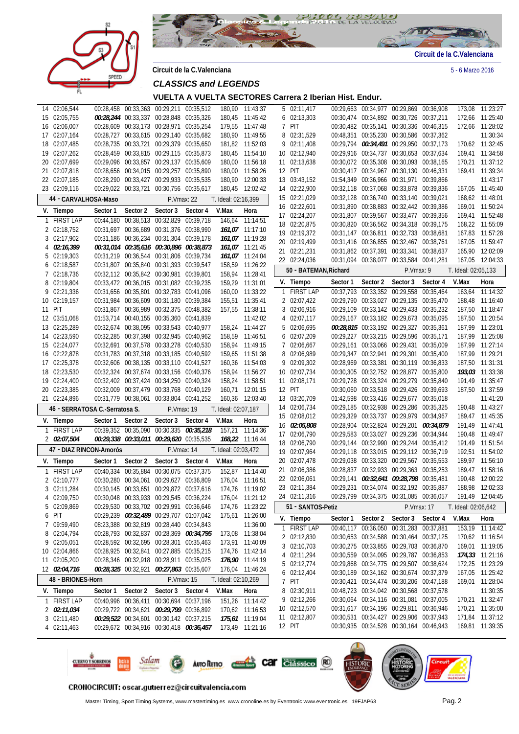Circuit de la C.Valenciana

5 - 6 Marzo 2016

Circuit de la C.Valenciana

## CLASSICS and LEGENDS

### VUELTA A VUELTA SECTORES Carrera 2 Iberian Hist. Endur.

| V. | Tiempo | Sector 1 | Sector 2 | Sector 3 | Sector 4 | V.Max | Hora |
|---|---|---|---|---|---|---|---|
| 14 | 02:06,544 | 00:28,458 | 00:33,363 | 00:29,211 | 00:35,512 | 180,90 | 11:43:37 |
| 15 | 02:05,755 | ***00:28,244*** | 00:33,337 | 00:28,848 | 00:35,326 | 180,45 | 11:45:42 |
| 16 | 02:06,007 | 00:28,609 | 00:33,173 | 00:28,971 | 00:35,254 | 179,55 | 11:47:48 |
| 17 | 02:07,164 | 00:28,727 | 00:33,615 | 00:29,140 | 00:35,682 | 180,90 | 11:49:55 |
| 18 | 02:07,485 | 00:28,735 | 00:33,721 | 00:29,379 | 00:35,650 | 181,82 | 11:52:03 |
| 19 | 02:07,262 | 00:28,459 | 00:33,815 | 00:29,115 | 00:35,873 | 180,45 | 11:54:10 |
| 20 | 02:07,699 | 00:29,096 | 00:33,857 | 00:29,137 | 00:35,609 | 180,00 | 11:56:18 |
| 21 | 02:07,818 | 00:28,656 | 00:34,015 | 00:29,257 | 00:35,890 | 180,00 | 11:58:26 |
| 22 | 02:07,185 | 00:28,290 | 00:33,427 | 00:29,933 | 00:35,535 | 180,90 | 12:00:33 |
| 23 | 02:09,116 | 00:29,022 | 00:33,721 | 00:30,756 | 00:35,617 | 180,45 | 12:02:42 |

**44 - CARVALHOSA-Maso** — P.Vmax: 22 — T. Ideal: 02:16,399

| V. | Tiempo | Sector 1 | Sector 2 | Sector 3 | Sector 4 | V.Max | Hora |
|---|---|---|---|---|---|---|---|
| 1 | FIRST LAP | 00:44,180 | 00:38,513 | 00:32,829 | 00:39,718 | 146,64 | 11:14:51 |
| 2 | 02:18,752 | 00:31,697 | 00:36,689 | 00:31,376 | 00:38,990 | ***161,07*** | 11:17:10 |
| 3 | 02:17,902 | 00:31,186 | 00:36,234 | 00:31,304 | 00:39,178 | ***161,07*** | 11:19:28 |
| 4 | ***02:16,399*** | ***00:31,014*** | ***00:35,616*** | ***00:30,896*** | ***00:38,873*** | ***161,07*** | 11:21:45 |
| 5 | 02:19,303 | 00:31,219 | 00:36,544 | 00:31,806 | 00:39,734 | ***161,07*** | 11:24:04 |
| 6 | 02:18,587 | 00:31,807 | 00:35,840 | 00:31,393 | 00:39,547 | 158,59 | 11:26:22 |
| 7 | 02:18,736 | 00:32,112 | 00:35,842 | 00:30,981 | 00:39,801 | 158,94 | 11:28:41 |
| 8 | 02:19,804 | 00:33,472 | 00:36,015 | 00:31,082 | 00:39,235 | 159,29 | 11:31:01 |
| 9 | 02:21,336 | 00:31,656 | 00:35,801 | 00:32,783 | 00:41,096 | 160,00 | 11:33:22 |
| 10 | 02:19,157 | 00:31,984 | 00:36,609 | 00:31,180 | 00:39,384 | 155,51 | 11:35:41 |
| 11 | PIT | 00:31,867 | 00:36,989 | 00:32,375 | 00:48,382 | 157,55 | 11:38:11 |
| 12 | 03:51,068 | 01:53,714 | 00:40,155 | 00:35,360 | 00:41,839 | | 11:42:02 |
| 13 | 02:25,289 | 00:32,674 | 00:38,095 | 00:33,543 | 00:40,977 | 158,24 | 11:44:27 |
| 14 | 02:23,590 | 00:32,285 | 00:37,398 | 00:32,945 | 00:40,962 | 158,59 | 11:46:51 |
| 15 | 02:24,077 | 00:32,691 | 00:37,578 | 00:33,278 | 00:40,530 | 158,94 | 11:49:15 |
| 16 | 02:22,878 | 00:31,783 | 00:37,318 | 00:33,185 | 00:40,592 | 159,65 | 11:51:38 |
| 17 | 02:25,378 | 00:32,606 | 00:38,135 | 00:33,110 | 00:41,527 | 160,36 | 11:54:03 |
| 18 | 02:23,530 | 00:32,324 | 00:37,674 | 00:33,156 | 00:40,376 | 158,94 | 11:56:27 |
| 19 | 02:24,400 | 00:32,402 | 00:37,424 | 00:34,250 | 00:40,324 | 158,24 | 11:58:51 |
| 20 | 02:23,385 | 00:32,009 | 00:37,479 | 00:33,768 | 00:40,129 | 160,71 | 12:01:15 |
| 21 | 02:24,896 | 00:31,779 | 00:38,061 | 00:33,804 | 00:41,252 | 160,36 | 12:03:40 |

**46 - SERRATOSA C.-Serratosa S.** — P.Vmax: 19 — T. Ideal: 02:07,187

| V. | Tiempo | Sector 1 | Sector 2 | Sector 3 | Sector 4 | V.Max | Hora |
|---|---|---|---|---|---|---|---|
| 1 | FIRST LAP | 00:39,352 | 00:35,090 | 00:30,335 | ***00:35,218*** | 157,21 | 11:14:36 |
| 2 | ***02:07,504*** | ***00:29,338*** | ***00:33,011*** | ***00:29,620*** | 00:35,535 | ***168,22*** | 11:16:44 |

**47 - DIAZ RINCON-Amorós** — P.Vmax: 14 — T. Ideal: 02:03,472

| V. | Tiempo | Sector 1 | Sector 2 | Sector 3 | Sector 4 | V.Max | Hora |
|---|---|---|---|---|---|---|---|
| 1 | FIRST LAP | 00:40,334 | 00:35,884 | 00:30,075 | 00:37,375 | 152,87 | 11:14:40 |
| 2 | 02:10,777 | 00:30,280 | 00:34,061 | 00:29,627 | 00:36,809 | 176,04 | 11:16:51 |
| 3 | 02:11,284 | 00:30,145 | 00:33,651 | 00:29,872 | 00:37,616 | 174,76 | 11:19:02 |
| 4 | 02:09,750 | 00:30,048 | 00:33,933 | 00:29,545 | 00:36,224 | 176,04 | 11:21:12 |
| 5 | 02:09,869 | 00:29,530 | 00:33,702 | 00:29,991 | 00:36,646 | 174,76 | 11:23:22 |
| 6 | PIT | 00:29,239 | ***00:32,489*** | 00:29,707 | 01:07,042 | 175,61 | 11:26:00 |
| 7 | 09:59,490 | 08:23,388 | 00:32,819 | 00:28,440 | 00:34,843 | | 11:36:00 |
| 8 | 02:04,794 | 00:28,793 | 00:32,837 | 00:28,369 | ***00:34,795*** | 173,08 | 11:38:04 |
| 9 | 02:05,051 | 00:28,592 | 00:32,695 | 00:28,301 | 00:35,463 | 173,91 | 11:40:09 |
| 10 | 02:04,866 | 00:28,925 | 00:32,841 | 00:27,885 | 00:35,215 | 174,76 | 11:42:14 |
| 11 | 02:05,200 | 00:28,346 | 00:32,918 | 00:28,911 | 00:35,025 | ***176,90*** | 11:44:19 |
| 12 | ***02:04,716*** | ***00:28,325*** | 00:32,921 | ***00:27,863*** | 00:35,607 | 176,04 | 11:46:24 |

**48 - BRIONES-Horn** — P.Vmax: 15 — T. Ideal: 02:10,269

| V. | Tiempo | Sector 1 | Sector 2 | Sector 3 | Sector 4 | V.Max | Hora |
|---|---|---|---|---|---|---|---|
| 1 | FIRST LAP | 00:40,996 | 00:36,411 | 00:30,694 | 00:37,196 | 151,26 | 11:14:42 |
| 2 | ***02:11,034*** | 00:29,722 | 00:34,621 | ***00:29,799*** | 00:36,892 | 170,62 | 11:16:53 |
| 3 | 02:11,480 | ***00:29,522*** | 00:34,601 | 00:30,142 | 00:37,215 | ***175,61*** | 11:19:04 |
| 4 | 02:11,463 | 00:29,672 | 00:34,916 | 00:30,418 | ***00:36,457*** | 173,49 | 11:21:16 |
| 5 | 02:11,417 | 00:29,663 | 00:34,977 | 00:29,869 | 00:36,908 | 173,08 | 11:23:27 |
| 6 | 02:13,303 | 00:30,474 | 00:34,892 | 00:30,726 | 00:37,211 | 172,66 | 11:25:40 |
| 7 | PIT | 00:30,482 | 00:35,141 | 00:30,336 | 00:46,315 | 172,66 | 11:28:02 |
| 8 | 02:31,529 | 00:48,351 | 00:35,230 | 00:30,586 | 00:37,362 | | 11:30:34 |
| 9 | 02:11,408 | 00:29,794 | ***00:34,491*** | 00:29,950 | 00:37,173 | 170,62 | 11:32:45 |
| 10 | 02:12,940 | 00:29,916 | 00:34,737 | 00:30,653 | 00:37,634 | 169,41 | 11:34:58 |
| 11 | 02:13,638 | 00:30,072 | 00:35,308 | 00:30,093 | 00:38,165 | 170,21 | 11:37:12 |
| 12 | PIT | 00:30,417 | 00:34,967 | 00:30,130 | 00:46,331 | 169,41 | 11:39:34 |
| 13 | 03:43,152 | 01:54,349 | 00:36,966 | 00:31,971 | 00:39,866 | | 11:43:17 |
| 14 | 02:22,900 | 00:32,118 | 00:37,068 | 00:33,878 | 00:39,836 | 167,05 | 11:45:40 |
| 15 | 02:21,029 | 00:32,128 | 00:36,740 | 00:33,140 | 00:39,021 | 168,62 | 11:48:01 |
| 16 | 02:22,601 | 00:31,890 | 00:38,883 | 00:32,442 | 00:39,386 | 169,01 | 11:50:24 |
| 17 | 02:24,207 | 00:31,807 | 00:39,567 | 00:33,477 | 00:39,356 | 169,41 | 11:52:48 |
| 18 | 02:20,875 | 00:30,820 | 00:36,562 | 00:34,318 | 00:39,175 | 168,22 | 11:55:09 |
| 19 | 02:19,372 | 00:31,147 | 00:36,811 | 00:32,733 | 00:38,681 | 167,83 | 11:57:28 |
| 20 | 02:19,499 | 00:31,416 | 00:36,855 | 00:32,467 | 00:38,761 | 167,05 | 11:59:47 |
| 21 | 02:21,231 | 00:31,862 | 00:37,391 | 00:33,341 | 00:38,637 | 165,90 | 12:02:09 |
| 22 | 02:24,036 | 00:31,094 | 00:38,077 | 00:33,584 | 00:41,281 | 167,05 | 12:04:33 |

**50 - BATEMAN,Richard** — P.Vmax: 9 — T. Ideal: 02:05,133

| V. | Tiempo | Sector 1 | Sector 2 | Sector 3 | Sector 4 | V.Max | Hora |
|---|---|---|---|---|---|---|---|
| 1 | FIRST LAP | 00:37,793 | 00:33,352 | 00:29,558 | 00:35,464 | 163,64 | 11:14:32 |
| 2 | 02:07,422 | 00:29,790 | 00:33,027 | 00:29,135 | 00:35,470 | 188,48 | 11:16:40 |
| 3 | 02:06,916 | 00:29,109 | 00:33,142 | 00:29,433 | 00:35,232 | 187,50 | 11:18:47 |
| 4 | 02:07,117 | 00:29,167 | 00:33,182 | 00:29,673 | 00:35,095 | 187,50 | 11:20:54 |
| 5 | 02:06,695 | ***00:28,815*** | 00:33,192 | 00:29,327 | 00:35,361 | 187,99 | 11:23:01 |
| 6 | 02:07,209 | 00:29,227 | 00:33,215 | 00:29,596 | 00:35,171 | 187,99 | 11:25:08 |
| 7 | 02:06,667 | 00:29,161 | 00:33,066 | 00:29,431 | 00:35,009 | 187,99 | 11:27:14 |
| 8 | 02:06,989 | 00:29,347 | 00:32,941 | 00:29,301 | 00:35,400 | 187,99 | 11:29:21 |
| 9 | 02:09,302 | 00:28,969 | 00:33,381 | 00:30,119 | 00:36,833 | 187,50 | 11:31:31 |
| 10 | 02:07,734 | 00:30,305 | 00:32,752 | 00:28,877 | 00:35,800 | ***193,03*** | 11:33:38 |
| 11 | 02:08,171 | 00:29,728 | 00:33,324 | 00:29,279 | 00:35,840 | 191,49 | 11:35:47 |
| 12 | PIT | 00:30,060 | 00:33,518 | 00:29,426 | 00:39,693 | 187,50 | 11:37:59 |
| 13 | 03:20,709 | 01:42,598 | 00:33,416 | 00:29,677 | 00:35,018 | | 11:41:20 |
| 14 | 02:06,734 | 00:29,185 | 00:32,938 | 00:29,286 | 00:35,325 | 190,48 | 11:43:27 |
| 15 | 02:08,012 | 00:29,329 | 00:33,737 | 00:29,979 | 00:34,967 | 189,47 | 11:45:35 |
| 16 | ***02:05,808*** | 00:28,904 | 00:32,824 | 00:29,201 | ***00:34,879*** | 191,49 | 11:47:41 |
| 17 | 02:06,790 | 00:29,583 | 00:33,027 | 00:29,236 | 00:34,944 | 190,48 | 11:49:47 |
| 18 | 02:06,790 | 00:29,144 | 00:32,990 | 00:29,244 | 00:35,412 | 191,49 | 11:51:54 |
| 19 | 02:07,964 | 00:29,118 | 00:33,015 | 00:29,112 | 00:36,719 | 192,51 | 11:54:02 |
| 20 | 02:07,478 | 00:29,038 | 00:33,320 | 00:29,567 | 00:35,553 | 189,97 | 11:56:10 |
| 21 | 02:06,386 | 00:28,837 | 00:32,933 | 00:29,363 | 00:35,253 | 189,47 | 11:58:16 |
| 22 | 02:06,061 | 00:29,141 | ***00:32,641*** | ***00:28,798*** | 00:35,481 | 190,48 | 12:00:22 |
| 23 | 02:11,384 | 00:29,231 | 00:34,074 | 00:32,192 | 00:35,887 | 188,98 | 12:02:33 |
| 24 | 02:11,316 | 00:29,799 | 00:34,375 | 00:31,085 | 00:36,057 | 191,49 | 12:04:45 |

**51 - SANTOS-Petiz** — P.Vmax: 17 — T. Ideal: 02:06,642

| V. | Tiempo | Sector 1 | Sector 2 | Sector 3 | Sector 4 | V.Max | Hora |
|---|---|---|---|---|---|---|---|
| 1 | FIRST LAP | 00:40,117 | 00:36,050 | 00:31,283 | 00:37,881 | 153,19 | 11:14:42 |
| 2 | 02:12,830 | 00:30,653 | 00:34,588 | 00:30,464 | 00:37,125 | 170,62 | 11:16:54 |
| 3 | 02:10,703 | 00:30,275 | 00:33,855 | 00:29,703 | 00:36,870 | 169,01 | 11:19:05 |
| 4 | 02:11,294 | 00:30,559 | 00:34,095 | 00:29,787 | 00:36,853 | ***174,33*** | 11:21:16 |
| 5 | 02:12,774 | 00:29,868 | 00:34,775 | 00:29,507 | 00:38,624 | 172,25 | 11:23:29 |
| 6 | 02:12,404 | 00:30,189 | 00:34,162 | 00:30,674 | 00:37,379 | 167,05 | 11:25:42 |
| 7 | PIT | 00:30,421 | 00:34,474 | 00:30,206 | 00:47,188 | 169,01 | 11:28:04 |
| 8 | 02:30,911 | 00:48,723 | 00:34,042 | 00:30,568 | 00:37,578 | | 11:30:35 |
| 9 | 02:12,266 | 00:30,064 | 00:34,116 | 00:31,081 | 00:37,005 | 170,21 | 11:32:47 |
| 10 | 02:12,570 | 00:31,617 | 00:34,196 | 00:29,811 | 00:36,946 | 170,21 | 11:35:00 |
| 11 | 02:12,807 | 00:30,531 | 00:34,427 | 00:29,906 | 00:37,943 | 171,84 | 11:37:12 |
| 12 | PIT | 00:30,935 | 00:34,528 | 00:30,164 | 00:46,943 | 169,81 | 11:39:35 |

CRONOCIRCUIT: oscar.gutierrez@circuitvalencia.com

Master Timing, Sport Timing Systems, www.mastertiming.es www.cronoline.es by Eventronic www.eventronic.es 19FJAP63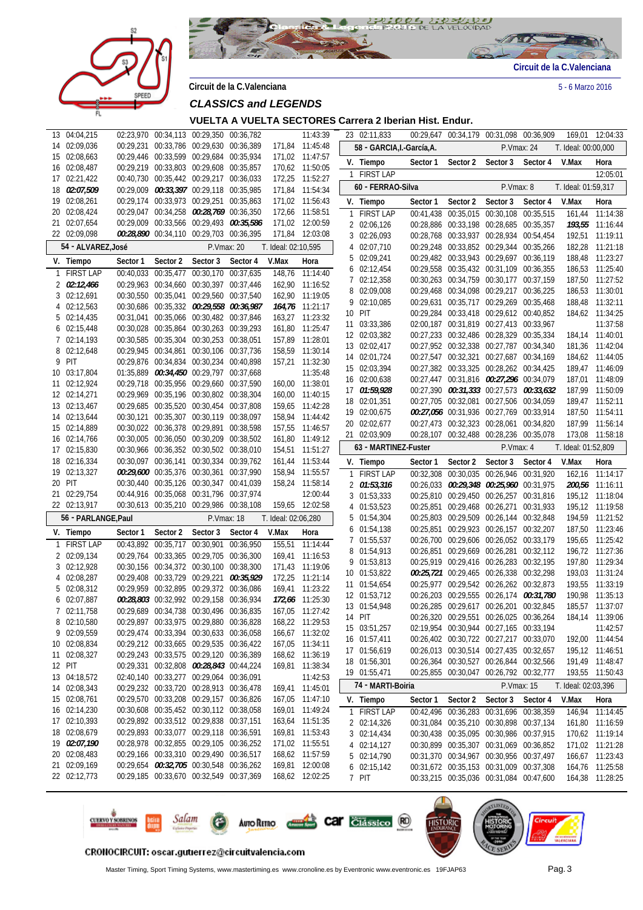Circuit de la C.Valenciana

Circuit de la C.Valenciana

5 - 6 Marzo 2016

## CLASSICS and LEGENDS

### VUELTA A VUELTA SECTORES Carrera 2 Iberian Hist. Endur.

| V. | Tiempo | Sector 1 | Sector 2 | Sector 3 | Sector 4 | V.Max | Hora |
|---|---|---|---|---|---|---|---|
| 13 | 04:04,215 | 02:23,970 | 00:34,113 | 00:29,350 | 00:36,782 | | 11:43:39 |
| 14 | 02:09,036 | 00:29,231 | 00:33,786 | 00:29,630 | 00:36,389 | 171,84 | 11:45:48 |
| 15 | 02:08,663 | 00:29,446 | 00:33,599 | 00:29,684 | 00:35,934 | 171,02 | 11:47:57 |
| 16 | 02:08,487 | 00:29,219 | 00:33,803 | 00:29,608 | 00:35,857 | 170,62 | 11:50:05 |
| 17 | 02:21,422 | 00:40,730 | 00:35,442 | 00:29,217 | 00:36,033 | 172,25 | 11:52:27 |
| 18 | ***02:07,509*** | 00:29,009 | ***00:33,397*** | 00:29,118 | 00:35,985 | 171,84 | 11:54:34 |
| 19 | 02:08,261 | 00:29,174 | 00:33,973 | 00:29,251 | 00:35,863 | 171,02 | 11:56:43 |
| 20 | 02:08,424 | 00:29,047 | 00:34,258 | ***00:28,769*** | 00:36,350 | 172,66 | 11:58:51 |
| 21 | 02:07,654 | 00:29,009 | 00:33,566 | 00:29,493 | ***00:35,586*** | 171,02 | 12:00:59 |
| 22 | 02:09,098 | ***00:28,890*** | 00:34,110 | 00:29,703 | 00:36,395 | 171,84 | 12:03:08 |

**54 - ALVAREZ,José** — P.Vmax: 20 — T. Ideal: 02:10,595

| V. | Tiempo | Sector 1 | Sector 2 | Sector 3 | Sector 4 | V.Max | Hora |
|---|---|---|---|---|---|---|---|
| 1 | FIRST LAP | 00:40,033 | 00:35,477 | 00:30,170 | 00:37,635 | 148,76 | 11:14:40 |
| 2 | ***02:12,466*** | 00:29,963 | 00:34,660 | 00:30,397 | 00:37,446 | 162,90 | 11:16:52 |
| 3 | 02:12,691 | 00:30,550 | 00:35,041 | 00:29,560 | 00:37,540 | 162,90 | 11:19:05 |
| 4 | 02:12,563 | 00:30,686 | 00:35,332 | ***00:29,558*** | ***00:36,987*** | ***164,76*** | 11:21:17 |
| 5 | 02:14,435 | 00:31,041 | 00:35,066 | 00:30,482 | 00:37,846 | 163,27 | 11:23:32 |
| 6 | 02:15,448 | 00:30,028 | 00:35,864 | 00:30,263 | 00:39,293 | 161,80 | 11:25:47 |
| 7 | 02:14,193 | 00:30,585 | 00:35,304 | 00:30,253 | 00:38,051 | 157,89 | 11:28:01 |
| 8 | 02:12,648 | 00:29,945 | 00:34,861 | 00:30,106 | 00:37,736 | 158,59 | 11:30:14 |
| 9 | PIT | 00:29,876 | 00:34,834 | 00:30,234 | 00:40,898 | 157,21 | 11:32:30 |
| 10 | 03:17,804 | 01:35,889 | ***00:34,450*** | 00:29,797 | 00:37,668 | | 11:35:48 |
| 11 | 02:12,924 | 00:29,718 | 00:35,956 | 00:29,660 | 00:37,590 | 160,00 | 11:38:01 |
| 12 | 02:14,271 | 00:29,969 | 00:35,196 | 00:30,802 | 00:38,304 | 160,00 | 11:40:15 |
| 13 | 02:13,467 | 00:29,685 | 00:35,520 | 00:30,454 | 00:37,808 | 159,65 | 11:42:28 |
| 14 | 02:13,644 | 00:30,121 | 00:35,307 | 00:30,119 | 00:38,097 | 158,94 | 11:44:42 |
| 15 | 02:14,889 | 00:30,022 | 00:36,378 | 00:29,891 | 00:38,598 | 157,55 | 11:46:57 |
| 16 | 02:14,766 | 00:30,005 | 00:36,050 | 00:30,209 | 00:38,502 | 161,80 | 11:49:12 |
| 17 | 02:15,830 | 00:30,966 | 00:36,352 | 00:30,502 | 00:38,010 | 154,51 | 11:51:27 |
| 18 | 02:16,334 | 00:30,097 | 00:36,141 | 00:30,334 | 00:39,762 | 161,44 | 11:53:44 |
| 19 | 02:13,327 | ***00:29,600*** | 00:35,376 | 00:30,361 | 00:37,990 | 158,94 | 11:55:57 |
| 20 | PIT | 00:30,440 | 00:35,126 | 00:30,347 | 00:41,039 | 158,24 | 11:58:14 |
| 21 | 02:29,754 | 00:44,916 | 00:35,068 | 00:31,796 | 00:37,974 | | 12:00:44 |
| 22 | 02:13,917 | 00:30,613 | 00:35,210 | 00:29,986 | 00:38,108 | 159,65 | 12:02:58 |

**56 - PARLANGE,Paul** — P.Vmax: 18 — T. Ideal: 02:06,280

| V. | Tiempo | Sector 1 | Sector 2 | Sector 3 | Sector 4 | V.Max | Hora |
|---|---|---|---|---|---|---|---|
| 1 | FIRST LAP | 00:43,892 | 00:35,717 | 00:30,901 | 00:36,950 | 155,51 | 11:14:44 |
| 2 | 02:09,134 | 00:29,764 | 00:33,365 | 00:29,705 | 00:36,300 | 169,41 | 11:16:53 |
| 3 | 02:12,928 | 00:30,156 | 00:34,372 | 00:30,100 | 00:38,300 | 171,43 | 11:19:06 |
| 4 | 02:08,287 | 00:29,408 | 00:33,729 | 00:29,221 | ***00:35,929*** | 172,25 | 11:21:14 |
| 5 | 02:08,312 | 00:29,959 | 00:32,895 | 00:29,372 | 00:36,086 | 169,41 | 11:23:22 |
| 6 | 02:07,887 | ***00:28,803*** | 00:32,992 | 00:29,158 | 00:36,934 | ***172,66*** | 11:25:30 |
| 7 | 02:11,758 | 00:29,689 | 00:34,738 | 00:30,496 | 00:36,835 | 167,05 | 11:27:42 |
| 8 | 02:10,580 | 00:29,897 | 00:33,975 | 00:29,880 | 00:36,828 | 168,22 | 11:29:53 |
| 9 | 02:09,559 | 00:29,474 | 00:33,394 | 00:30,633 | 00:36,058 | 166,67 | 11:32:02 |
| 10 | 02:08,834 | 00:29,212 | 00:33,665 | 00:29,535 | 00:36,422 | 167,05 | 11:34:11 |
| 11 | 02:08,327 | 00:29,243 | 00:33,575 | 00:29,120 | 00:36,389 | 168,62 | 11:36:19 |
| 12 | PIT | 00:29,331 | 00:32,808 | ***00:28,843*** | 00:44,224 | 169,81 | 11:38:34 |
| 13 | 04:18,572 | 02:40,140 | 00:33,277 | 00:29,064 | 00:36,091 | | 11:42:53 |
| 14 | 02:08,343 | 00:29,232 | 00:33,720 | 00:28,913 | 00:36,478 | 169,41 | 11:45:01 |
| 15 | 02:08,761 | 00:29,570 | 00:33,208 | 00:29,157 | 00:36,826 | 167,05 | 11:47:10 |
| 16 | 02:14,230 | 00:30,608 | 00:35,452 | 00:30,112 | 00:38,058 | 169,01 | 11:49:24 |
| 17 | 02:10,393 | 00:29,892 | 00:33,512 | 00:29,838 | 00:37,151 | 163,64 | 11:51:35 |
| 18 | 02:08,679 | 00:29,893 | 00:33,077 | 00:29,118 | 00:36,591 | 169,81 | 11:53:43 |
| 19 | ***02:07,190*** | 00:28,978 | 00:32,855 | 00:29,105 | 00:36,252 | 171,02 | 11:55:51 |
| 20 | 02:08,483 | 00:29,166 | 00:33,310 | 00:29,490 | 00:36,517 | 168,62 | 11:57:59 |
| 21 | 02:09,169 | 00:29,654 | ***00:32,705*** | 00:30,548 | 00:36,262 | 169,81 | 12:00:08 |
| 22 | 02:12,773 | 00:29,185 | 00:33,670 | 00:32,549 | 00:37,369 | 168,62 | 12:02:25 |

| V. | Tiempo | Sector 1 | Sector 2 | Sector 3 | Sector 4 | V.Max | Hora |
|---|---|---|---|---|---|---|---|
| 23 | 02:11,833 | 00:29,647 | 00:34,179 | 00:31,098 | 00:36,909 | 169,01 | 12:04:33 |

**58 - GARCIA,I.-García,A.** — P.Vmax: 24 — T. Ideal: 00:00,000

| V. | Tiempo | Sector 1 | Sector 2 | Sector 3 | Sector 4 | V.Max | Hora |
|---|---|---|---|---|---|---|---|
| 1 | FIRST LAP | | | | | | 12:05:01 |

**60 - FERRAO-Silva** — P.Vmax: 8 — T. Ideal: 01:59,317

| V. | Tiempo | Sector 1 | Sector 2 | Sector 3 | Sector 4 | V.Max | Hora |
|---|---|---|---|---|---|---|---|
| 1 | FIRST LAP | 00:41,438 | 00:35,015 | 00:30,108 | 00:35,515 | 161,44 | 11:14:38 |
| 2 | 02:06,126 | 00:28,886 | 00:33,198 | 00:28,685 | 00:35,357 | ***193,55*** | 11:16:44 |
| 3 | 02:06,093 | 00:28,768 | 00:33,937 | 00:28,934 | 00:54,454 | 192,51 | 11:19:11 |
| 4 | 02:07,710 | 00:29,248 | 00:33,852 | 00:29,344 | 00:35,266 | 182,28 | 11:21:18 |
| 5 | 02:09,241 | 00:29,482 | 00:33,943 | 00:29,697 | 00:36,119 | 188,48 | 11:23:27 |
| 6 | 02:12,454 | 00:29,558 | 00:35,432 | 00:31,109 | 00:36,355 | 186,53 | 11:25:40 |
| 7 | 02:12,358 | 00:30,263 | 00:34,759 | 00:30,177 | 00:37,159 | 187,50 | 11:27:52 |
| 8 | 02:09,008 | 00:29,468 | 00:34,098 | 00:29,217 | 00:36,225 | 186,53 | 11:30:01 |
| 9 | 02:10,085 | 00:29,631 | 00:35,717 | 00:29,269 | 00:35,468 | 188,48 | 11:32:11 |
| 10 | PIT | 00:29,284 | 00:33,418 | 00:29,612 | 00:40,852 | 184,62 | 11:34:25 |
| 11 | 03:33,386 | 02:00,187 | 00:31,819 | 00:27,413 | 00:33,967 | | 11:37:58 |
| 12 | 02:03,382 | 00:27,233 | 00:32,486 | 00:28,329 | 00:35,334 | 184,14 | 11:40:01 |
| 13 | 02:02,417 | 00:27,952 | 00:32,338 | 00:27,787 | 00:34,340 | 181,36 | 11:42:04 |
| 14 | 02:01,724 | 00:27,547 | 00:32,321 | 00:27,687 | 00:34,169 | 184,62 | 11:44:05 |
| 15 | 02:03,394 | 00:27,382 | 00:33,325 | 00:28,262 | 00:34,425 | 189,47 | 11:46:09 |
| 16 | 02:00,638 | 00:27,447 | 00:31,816 | ***00:27,296*** | 00:34,079 | 187,01 | 11:48:09 |
| 17 | ***01:59,928*** | 00:27,390 | ***00:31,333*** | 00:27,573 | ***00:33,632*** | 187,99 | 11:50:09 |
| 18 | 02:01,351 | 00:27,705 | 00:32,081 | 00:27,506 | 00:34,059 | 189,47 | 11:52:11 |
| 19 | 02:00,675 | ***00:27,056*** | 00:31,936 | 00:27,769 | 00:33,914 | 187,50 | 11:54:11 |
| 20 | 02:02,677 | 00:27,473 | 00:32,323 | 00:28,061 | 00:34,820 | 187,99 | 11:56:14 |
| 21 | 02:03,909 | 00:28,107 | 00:32,488 | 00:28,236 | 00:35,078 | 173,08 | 11:58:18 |

**63 - MARTINEZ-Fuster** — P.Vmax: 4 — T. Ideal: 01:52,809

| V. | Tiempo | Sector 1 | Sector 2 | Sector 3 | Sector 4 | V.Max | Hora |
|---|---|---|---|---|---|---|---|
| 1 | FIRST LAP | 00:32,308 | 00:30,035 | 00:26,946 | 00:31,920 | 162,16 | 11:14:17 |
| 2 | ***01:53,316*** | 00:26,033 | ***00:29,348*** | ***00:25,960*** | 00:31,975 | ***200,56*** | 11:16:11 |
| 3 | 01:53,333 | 00:25,810 | 00:29,450 | 00:26,257 | 00:31,816 | 195,12 | 11:18:04 |
| 4 | 01:53,523 | 00:25,851 | 00:29,468 | 00:26,271 | 00:31,933 | 195,12 | 11:19:58 |
| 5 | 01:54,304 | 00:25,803 | 00:29,509 | 00:26,144 | 00:32,848 | 194,59 | 11:21:52 |
| 6 | 01:54,138 | 00:25,851 | 00:29,923 | 00:26,157 | 00:32,207 | 187,50 | 11:23:46 |
| 7 | 01:55,537 | 00:26,700 | 00:29,606 | 00:26,052 | 00:33,179 | 195,65 | 11:25:42 |
| 8 | 01:54,913 | 00:26,851 | 00:29,669 | 00:26,281 | 00:32,112 | 196,72 | 11:27:36 |
| 9 | 01:53,813 | 00:25,919 | 00:29,416 | 00:26,283 | 00:32,195 | 197,80 | 11:29:34 |
| 10 | 01:53,822 | ***00:25,721*** | 00:29,465 | 00:26,338 | 00:32,298 | 193,03 | 11:31:24 |
| 11 | 01:54,654 | 00:25,977 | 00:29,542 | 00:26,262 | 00:32,873 | 193,55 | 11:33:19 |
| 12 | 01:53,712 | 00:26,203 | 00:29,555 | 00:26,174 | ***00:31,780*** | 190,98 | 11:35:13 |
| 13 | 01:54,948 | 00:26,285 | 00:29,617 | 00:26,201 | 00:32,845 | 185,57 | 11:37:07 |
| 14 | PIT | 00:26,320 | 00:29,551 | 00:26,025 | 00:36,264 | 184,14 | 11:39:06 |
| 15 | 03:51,257 | 02:19,954 | 00:30,944 | 00:27,165 | 00:33,194 | | 11:42:57 |
| 16 | 01:57,411 | 00:26,402 | 00:30,722 | 00:27,217 | 00:33,070 | 192,00 | 11:44:54 |
| 17 | 01:56,619 | 00:26,013 | 00:30,514 | 00:27,435 | 00:32,657 | 195,12 | 11:46:51 |
| 18 | 01:56,301 | 00:26,364 | 00:30,527 | 00:26,844 | 00:32,566 | 191,49 | 11:48:47 |
| 19 | 01:55,471 | 00:25,855 | 00:30,047 | 00:26,792 | 00:32,777 | 193,55 | 11:50:43 |

**74 - MARTI-Boiria** — P.Vmax: 15 — T. Ideal: 02:03,396

| V. | Tiempo | Sector 1 | Sector 2 | Sector 3 | Sector 4 | V.Max | Hora |
|---|---|---|---|---|---|---|---|
| 1 | FIRST LAP | 00:42,496 | 00:36,283 | 00:31,696 | 00:38,359 | 146,94 | 11:14:45 |
| 2 | 02:14,326 | 00:31,084 | 00:35,210 | 00:30,898 | 00:37,134 | 161,80 | 11:16:59 |
| 3 | 02:14,434 | 00:30,438 | 00:35,095 | 00:30,986 | 00:37,915 | 170,62 | 11:19:14 |
| 4 | 02:14,127 | 00:30,899 | 00:35,307 | 00:31,069 | 00:36,852 | 171,02 | 11:21:28 |
| 5 | 02:14,790 | 00:31,370 | 00:34,967 | 00:30,956 | 00:37,497 | 166,67 | 11:23:43 |
| 6 | 02:15,142 | 00:31,672 | 00:35,153 | 00:31,069 | 00:37,308 | 164,76 | 11:25:58 |
| 7 | PIT | 00:33,215 | 00:35,036 | 00:31,084 | 00:47,600 | 164,38 | 11:28:25 |

CRONOCIRCUIT: oscar.gutierrez@circuitvalencia.com

Master Timing, Sport Timing Systems, www.mastertiming.es www.cronoline.es by Eventronic www.eventronic.es 19FJAP63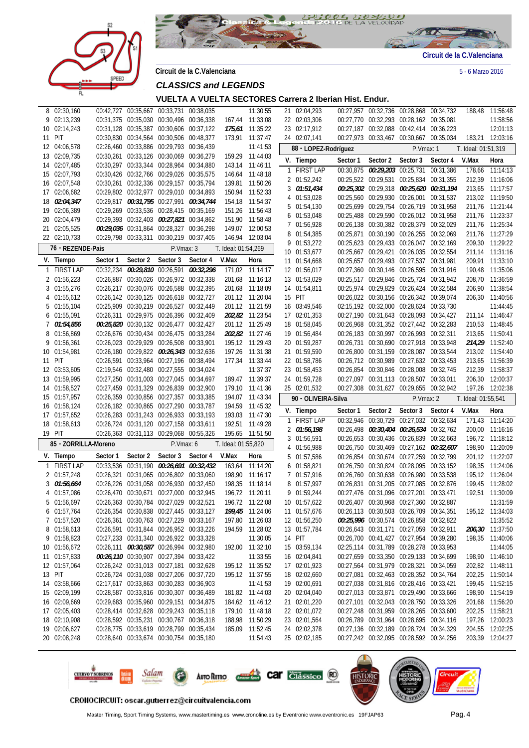Circuit de la C.Valenciana

Circuit de la C.Valenciana

5 - 6 Marzo 2016

## CLASSICS and LEGENDS

### VUELTA A VUELTA SECTORES Carrera 2 Iberian Hist. Endur.

| V. | Tiempo | Sector 1 | Sector 2 | Sector 3 | Sector 4 | V.Max | Hora |
|---|---|---|---|---|---|---|---|
| 8 | 02:30,160 | 00:42,727 | 00:35,667 | 00:33,731 | 00:38,035 | | 11:30:55 |
| 9 | 02:13,239 | 00:31,375 | 00:35,030 | 00:30,496 | 00:36,338 | 167,44 | 11:33:08 |
| 10 | 02:14,243 | 00:31,128 | 00:35,387 | 00:30,606 | 00:37,122 | *175,61* | 11:35:22 |
| 11 | PIT | 00:30,830 | 00:34,564 | 00:30,506 | 00:48,377 | 173,91 | 11:37:47 |
| 12 | 04:06,578 | 02:26,460 | 00:33,886 | 00:29,793 | 00:36,439 | | 11:41:53 |
| 13 | 02:09,735 | 00:30,261 | 00:33,126 | 00:30,069 | 00:36,279 | 159,29 | 11:44:03 |
| 14 | 02:07,485 | 00:30,297 | 00:33,344 | 00:28,964 | 00:34,880 | 143,14 | 11:46:11 |
| 15 | 02:07,793 | 00:30,426 | 00:32,766 | 00:29,026 | 00:35,575 | 146,64 | 11:48:18 |
| 16 | 02:07,548 | 00:30,261 | 00:32,336 | 00:29,157 | 00:35,794 | 139,81 | 11:50:26 |
| 17 | 02:06,682 | 00:29,802 | 00:32,977 | 00:29,010 | 00:34,893 | 150,94 | 11:52:33 |
| 18 | *02:04,347* | 00:29,817 | *00:31,795* | 00:27,991 | *00:34,744* | 154,18 | 11:54:37 |
| 19 | 02:06,389 | 00:29,269 | 00:33,536 | 00:28,415 | 00:35,169 | 151,26 | 11:56:43 |
| 20 | 02:04,479 | 00:29,393 | 00:32,403 | *00:27,821* | 00:34,862 | 151,90 | 11:58:48 |
| 21 | 02:05,525 | *00:29,036* | 00:31,864 | 00:28,327 | 00:36,298 | 149,07 | 12:00:53 |
| 22 | 02:10,733 | 00:29,798 | 00:33,311 | 00:30,219 | 00:37,405 | 146,94 | 12:03:04 |

**76 - REZENDE-Pais** — P.Vmax: 3 — T. Ideal: 01:54,269

| V. | Tiempo | Sector 1 | Sector 2 | Sector 3 | Sector 4 | V.Max | Hora |
|---|---|---|---|---|---|---|---|
| 1 | FIRST LAP | 00:32,234 | *00:29,810* | 00:26,591 | *00:32,296* | 171,02 | 11:14:17 |
| 2 | 01:56,223 | 00:26,887 | 00:30,026 | 00:26,972 | 00:32,338 | 201,68 | 11:16:13 |
| 3 | 01:55,276 | 00:26,217 | 00:30,076 | 00:26,588 | 00:32,395 | 201,68 | 11:18:09 |
| 4 | 01:55,612 | 00:26,142 | 00:30,125 | 00:26,618 | 00:32,727 | 201,12 | 11:20:04 |
| 5 | 01:55,104 | 00:25,909 | 00:30,219 | 00:26,527 | 00:32,449 | 201,12 | 11:21:59 |
| 6 | 01:55,091 | 00:26,311 | 00:29,975 | 00:26,396 | 00:32,409 | *202,82* | 11:23:54 |
| 7 | *01:54,856* | *00:25,820* | 00:30,132 | 00:26,477 | 00:32,427 | 201,12 | 11:25:49 |
| 8 | 01:56,869 | 00:26,676 | 00:30,434 | 00:26,475 | 00:33,284 | *202,82* | 11:27:46 |
| 9 | 01:56,361 | 00:26,023 | 00:29,929 | 00:26,508 | 00:33,901 | 195,12 | 11:29:43 |
| 10 | 01:54,981 | 00:26,180 | 00:29,822 | *00:26,343* | 00:32,636 | 197,26 | 11:31:38 |
| 11 | PIT | 00:26,591 | 00:33,964 | 00:27,196 | 00:38,494 | 177,34 | 11:33:44 |
| 12 | 03:53,605 | 02:19,546 | 00:32,480 | 00:27,555 | 00:34,024 | | 11:37:37 |
| 13 | 01:59,995 | 00:27,250 | 00:31,003 | 00:27,045 | 00:34,697 | 189,47 | 11:39:37 |
| 14 | 01:58,527 | 00:27,459 | 00:31,329 | 00:26,839 | 00:32,900 | 179,10 | 11:41:36 |
| 15 | 01:57,957 | 00:26,359 | 00:30,856 | 00:27,357 | 00:33,385 | 194,07 | 11:43:34 |
| 16 | 01:58,124 | 00:26,182 | 00:30,865 | 00:27,290 | 00:33,787 | 194,59 | 11:45:32 |
| 17 | 01:57,652 | 00:26,283 | 00:31,243 | 00:26,933 | 00:33,193 | 193,03 | 11:47:30 |
| 18 | 01:58,613 | 00:26,724 | 00:31,120 | 00:27,158 | 00:33,611 | 192,51 | 11:49:28 |
| 19 | PIT | 00:26,363 | 00:31,113 | 00:29,068 | 00:55,326 | 195,65 | 11:51:50 |

**85 - ZORRILLA-Moreno** — P.Vmax: 6 — T. Ideal: 01:55,820

| V. | Tiempo | Sector 1 | Sector 2 | Sector 3 | Sector 4 | V.Max | Hora |
|---|---|---|---|---|---|---|---|
| 1 | FIRST LAP | 00:33,536 | 00:31,190 | *00:26,691* | *00:32,432* | 163,64 | 11:14:20 |
| 2 | 01:57,248 | 00:26,321 | 00:31,065 | 00:26,802 | 00:33,060 | 198,90 | 11:16:17 |
| 3 | *01:56,664* | 00:26,226 | 00:31,058 | 00:26,930 | 00:32,450 | 198,35 | 11:18:14 |
| 4 | 01:57,086 | 00:26,470 | 00:30,671 | 00:27,000 | 00:32,945 | 196,72 | 11:20:11 |
| 5 | 01:56,697 | 00:26,363 | 00:30,784 | 00:27,029 | 00:32,521 | 196,72 | 11:22:08 |
| 6 | 01:57,764 | 00:26,354 | 00:30,838 | 00:27,445 | 00:33,127 | *199,45* | 11:24:06 |
| 7 | 01:57,520 | 00:26,361 | 00:30,763 | 00:27,229 | 00:33,167 | 197,80 | 11:26:03 |
| 8 | 01:58,613 | 00:26,591 | 00:31,844 | 00:26,952 | 00:33,226 | 194,59 | 11:28:02 |
| 9 | 01:58,823 | 00:27,233 | 00:31,340 | 00:26,922 | 00:33,328 | | 11:30:05 |
| 10 | 01:56,672 | 00:26,111 | *00:30,587* | 00:26,994 | 00:32,980 | 192,00 | 11:32:10 |
| 11 | 01:57,833 | *00:26,110* | 00:30,907 | 00:27,394 | 00:33,422 | | 11:33:55 |
| 12 | 01:57,064 | 00:26,242 | 00:31,013 | 00:27,181 | 00:32,628 | 195,12 | 11:35:52 |
| 13 | PIT | 00:26,724 | 00:31,038 | 00:27,206 | 00:37,720 | 195,12 | 11:37:55 |
| 14 | 03:58,666 | 02:17,617 | 00:33,863 | 00:30,283 | 00:36,903 | | 11:41:53 |
| 15 | 02:09,199 | 00:28,587 | 00:33,816 | 00:30,307 | 00:36,489 | 181,82 | 11:44:03 |
| 16 | 02:09,669 | 00:29,683 | 00:35,960 | 00:29,151 | 00:34,875 | 184,62 | 11:46:12 |
| 17 | 02:05,403 | 00:28,414 | 00:32,628 | 00:29,243 | 00:35,118 | 179,10 | 11:48:18 |
| 18 | 02:10,908 | 00:28,592 | 00:35,231 | 00:30,767 | 00:36,318 | 188,98 | 11:50:29 |
| 19 | 02:06,627 | 00:28,775 | 00:33,619 | 00:28,799 | 00:35,434 | 185,09 | 11:52:45 |
| 20 | 02:08,248 | 00:28,640 | 00:33,674 | 00:30,754 | 00:35,180 | | 11:54:43 |

| V. | Tiempo | Sector 1 | Sector 2 | Sector 3 | Sector 4 | V.Max | Hora |
|---|---|---|---|---|---|---|---|
| 21 | 02:04,293 | 00:27,957 | 00:32,736 | 00:28,868 | 00:34,732 | 188,48 | 11:56:48 |
| 22 | 02:03,306 | 00:27,770 | 00:32,293 | 00:28,162 | 00:35,081 | | 11:58:56 |
| 23 | 02:17,912 | 00:27,187 | 00:32,088 | 00:42,414 | 00:36,223 | | 12:01:13 |
| 24 | 02:07,141 | 00:27,973 | 00:33,467 | 00:30,667 | 00:35,034 | 183,21 | 12:03:16 |

**88 - LOPEZ-Rodríguez** — P.Vmax: 1 — T. Ideal: 01:51,319

| V. | Tiempo | Sector 1 | Sector 2 | Sector 3 | Sector 4 | V.Max | Hora |
|---|---|---|---|---|---|---|---|
| 1 | FIRST LAP | 00:30,875 | *00:29,203* | 00:25,731 | 00:31,386 | 178,66 | 11:14:13 |
| 2 | 01:52,242 | 00:25,522 | 00:29,531 | 00:25,834 | 00:31,355 | 212,39 | 11:16:06 |
| 3 | *01:51,434* | *00:25,302* | 00:29,318 | *00:25,620* | *00:31,194* | 213,65 | 11:17:57 |
| 4 | 01:53,028 | 00:25,560 | 00:29,930 | 00:26,001 | 00:31,537 | 213,02 | 11:19:50 |
| 5 | 01:54,130 | 00:25,699 | 00:29,754 | 00:26,719 | 00:31,958 | 211,76 | 11:21:44 |
| 6 | 01:53,048 | 00:25,488 | 00:29,590 | 00:26,012 | 00:31,958 | 211,76 | 11:23:37 |
| 7 | 01:56,928 | 00:26,138 | 00:30,382 | 00:28,379 | 00:32,029 | 211,76 | 11:25:34 |
| 8 | 01:54,385 | 00:25,871 | 00:30,190 | 00:26,255 | 00:32,069 | 211,76 | 11:27:29 |
| 9 | 01:53,272 | 00:25,623 | 00:29,433 | 00:26,047 | 00:32,169 | 209,30 | 11:29:22 |
| 10 | 01:53,677 | 00:25,667 | 00:29,421 | 00:26,035 | 00:32,554 | 211,14 | 11:31:16 |
| 11 | 01:54,668 | 00:25,657 | 00:29,493 | 00:27,537 | 00:31,981 | 209,91 | 11:33:10 |
| 12 | 01:56,017 | 00:27,360 | 00:30,146 | 00:26,595 | 00:31,916 | 190,48 | 11:35:06 |
| 13 | 01:53,029 | 00:25,517 | 00:29,846 | 00:25,724 | 00:31,942 | 208,70 | 11:36:59 |
| 14 | 01:54,811 | 00:25,974 | 00:29,829 | 00:26,424 | 00:32,584 | 206,90 | 11:38:54 |
| 15 | PIT | 00:26,022 | 00:30,156 | 00:26,342 | 00:39,074 | 206,30 | 11:40:56 |
| 16 | 03:49,546 | 02:15,192 | 00:32,000 | 00:28,624 | 00:33,730 | | 11:44:45 |
| 17 | 02:01,353 | 00:27,190 | 00:31,643 | 00:28,093 | 00:34,427 | 211,14 | 11:46:47 |
| 18 | 01:58,045 | 00:26,968 | 00:31,352 | 00:27,442 | 00:32,283 | 210,53 | 11:48:45 |
| 19 | 01:56,484 | 00:26,183 | 00:30,997 | 00:26,993 | 00:32,311 | 213,65 | 11:50:41 |
| 20 | 01:59,287 | 00:26,731 | 00:30,690 | 00:27,918 | 00:33,948 | *214,29* | 11:52:40 |
| 21 | 01:59,590 | 00:26,800 | 00:31,159 | 00:28,087 | 00:33,544 | 213,02 | 11:54:40 |
| 22 | 01:58,786 | 00:26,712 | 00:30,989 | 00:27,632 | 00:33,453 | 213,65 | 11:56:39 |
| 23 | 01:58,453 | 00:26,854 | 00:30,846 | 00:28,008 | 00:32,745 | 212,39 | 11:58:37 |
| 24 | 01:59,728 | 00:27,097 | 00:31,113 | 00:28,507 | 00:33,011 | 206,30 | 12:00:37 |
| 25 | 02:01,532 | 00:27,308 | 00:31,627 | 00:29,655 | 00:32,942 | 197,26 | 12:02:38 |

**90 - OLIVEIRA-Silva** — P.Vmax: 2 — T. Ideal: 01:55,541

| V. | Tiempo | Sector 1 | Sector 2 | Sector 3 | Sector 4 | V.Max | Hora |
|---|---|---|---|---|---|---|---|
| 1 | FIRST LAP | 00:32,946 | 00:30,729 | 00:27,032 | 00:32,634 | 171,43 | 11:14:20 |
| 2 | *01:56,198* | 00:26,498 | *00:30,404* | *00:26,534* | 00:32,762 | 200,00 | 11:16:16 |
| 3 | 01:56,591 | 00:26,653 | 00:30,436 | 00:26,839 | 00:32,663 | 196,72 | 11:18:12 |
| 4 | 01:56,988 | 00:26,750 | 00:30,469 | 00:27,162 | *00:32,607* | 198,90 | 11:20:09 |
| 5 | 01:57,586 | 00:26,854 | 00:30,674 | 00:27,259 | 00:32,799 | 201,12 | 11:22:07 |
| 6 | 01:58,821 | 00:26,750 | 00:30,824 | 00:28,095 | 00:33,152 | 198,35 | 11:24:06 |
| 7 | 01:57,916 | 00:26,760 | 00:30,638 | 00:26,980 | 00:33,538 | 195,12 | 11:26:04 |
| 8 | 01:57,997 | 00:26,831 | 00:31,205 | 00:27,085 | 00:32,876 | 199,45 | 11:28:02 |
| 9 | 01:59,244 | 00:27,476 | 00:31,096 | 00:27,201 | 00:33,471 | 192,51 | 11:30:09 |
| 10 | 01:57,622 | 00:26,407 | 00:30,968 | 00:27,360 | 00:32,887 | | 11:31:59 |
| 11 | 01:57,676 | 00:26,113 | 00:30,503 | 00:26,709 | 00:34,351 | 195,12 | 11:34:03 |
| 12 | 01:56,250 | *00:25,996* | 00:30,574 | 00:26,858 | 00:32,822 | | 11:35:52 |
| 13 | 01:57,784 | 00:26,643 | 00:31,171 | 00:27,059 | 00:32,911 | *206,30* | 11:37:50 |
| 14 | PIT | 00:26,700 | 00:41,427 | 00:27,954 | 00:39,280 | 198,35 | 11:40:06 |
| 15 | 03:59,134 | 02:25,114 | 00:31,789 | 00:28,278 | 00:33,953 | | 11:44:05 |
| 16 | 02:04,841 | 00:27,659 | 00:33,350 | 00:29,133 | 00:34,699 | 198,90 | 11:46:10 |
| 17 | 02:01,923 | 00:27,564 | 00:31,979 | 00:28,321 | 00:34,059 | 202,82 | 11:48:11 |
| 18 | 02:02,660 | 00:27,083 | 00:32,463 | 00:28,352 | 00:34,764 | 202,25 | 11:50:14 |
| 19 | 02:00,691 | 00:27,038 | 00:31,816 | 00:28,416 | 00:33,421 | 199,45 | 11:52:15 |
| 20 | 02:04,040 | 00:27,013 | 00:33,871 | 00:29,490 | 00:33,666 | 198,90 | 11:54:19 |
| 21 | 02:01,220 | 00:27,101 | 00:32,043 | 00:28,750 | 00:33,326 | 201,68 | 11:56:20 |
| 22 | 02:01,072 | 00:27,248 | 00:31,959 | 00:28,265 | 00:33,600 | 202,25 | 11:58:21 |
| 23 | 02:01,564 | 00:26,789 | 00:31,964 | 00:28,695 | 00:34,116 | 197,26 | 12:00:23 |
| 24 | 02:02,378 | 00:27,136 | 00:32,189 | 00:28,724 | 00:34,329 | 204,55 | 12:02:25 |
| 25 | 02:02,185 | 00:27,242 | 00:32,095 | 00:28,592 | 00:34,256 | 203,39 | 12:04:27 |

CRONOCIRCUIT: oscar.gutierrez@circuitvalencia.com

Master Timing, Sport Timing Systems, www.mastertiming.es www.cronoline.es by Eventronic www.eventronic.es 19FJAP63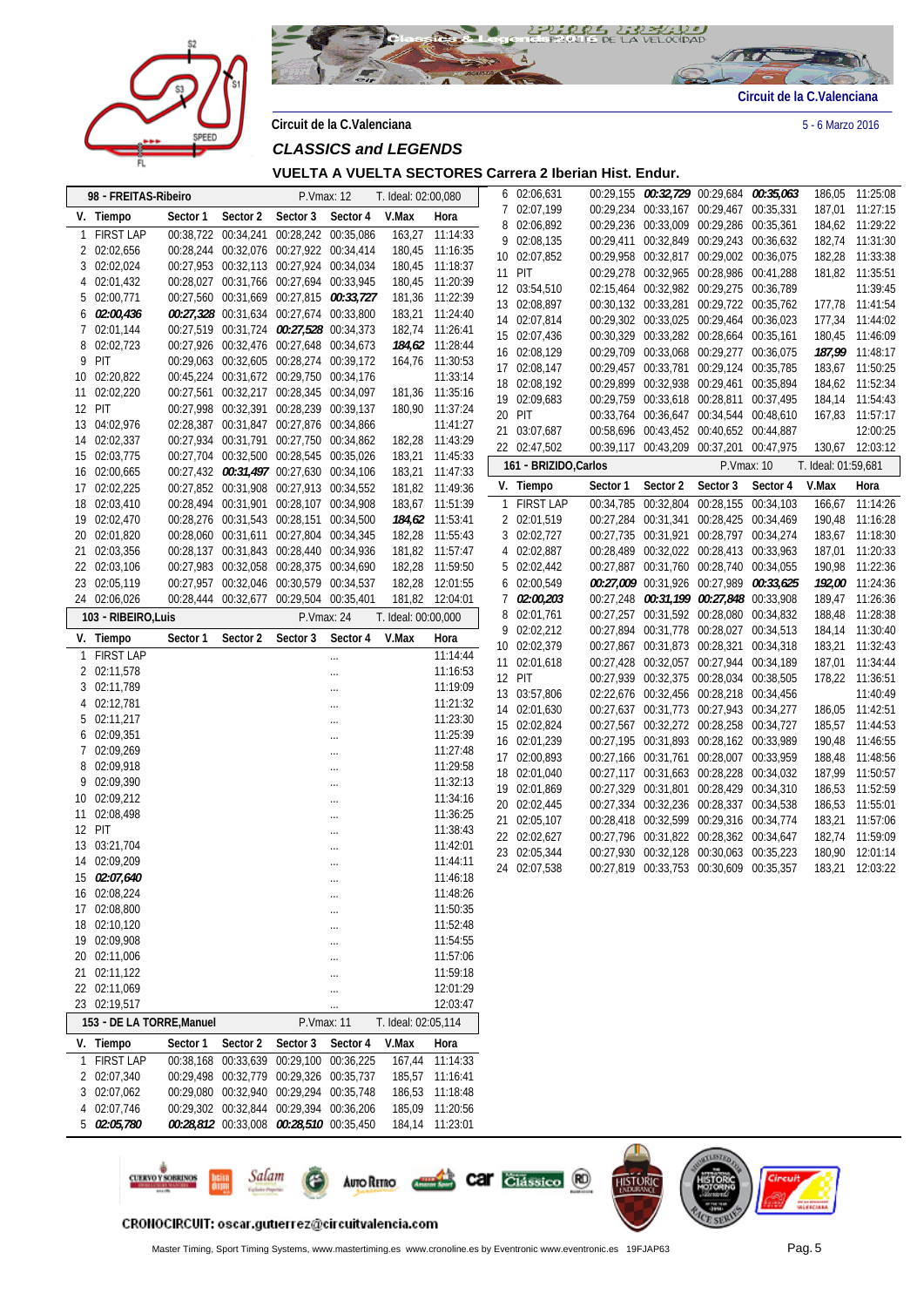Circuit de la C.Valenciana

Circuit de la C.Valenciana

5 - 6 Marzo 2016

## CLASSICS and LEGENDS

### VUELTA A VUELTA SECTORES Carrera 2 Iberian Hist. Endur.

**98 - FREITAS-Ribeiro** — P.Vmax: 12 — T. Ideal: 02:00,080

| V. | Tiempo | Sector 1 | Sector 2 | Sector 3 | Sector 4 | V.Max | Hora |
|---|---|---|---|---|---|---|---|
| 1 | FIRST LAP | 00:38,722 | 00:34,241 | 00:28,242 | 00:35,086 | 163,27 | 11:14:33 |
| 2 | 02:02,656 | 00:28,244 | 00:32,076 | 00:27,922 | 00:34,414 | 180,45 | 11:16:35 |
| 3 | 02:02,024 | 00:27,953 | 00:32,113 | 00:27,924 | 00:34,034 | 180,45 | 11:18:37 |
| 4 | 02:01,432 | 00:28,027 | 00:31,766 | 00:27,694 | 00:33,945 | 180,45 | 11:20:39 |
| 5 | 02:00,771 | 00:27,560 | 00:31,669 | 00:27,815 | *00:33,727* | 181,36 | 11:22:39 |
| 6 | *02:00,436* | *00:27,328* | 00:31,634 | 00:27,674 | 00:33,800 | 183,21 | 11:24:40 |
| 7 | 02:01,144 | 00:27,519 | 00:31,724 | *00:27,528* | 00:34,373 | 182,74 | 11:26:41 |
| 8 | 02:02,723 | 00:27,926 | 00:32,476 | 00:27,648 | 00:34,673 | *184,62* | 11:28:44 |
| 9 | PIT | 00:29,063 | 00:32,605 | 00:28,274 | 00:39,172 | 164,76 | 11:30:53 |
| 10 | 02:20,822 | 00:45,224 | 00:31,672 | 00:29,750 | 00:34,176 | | 11:33:14 |
| 11 | 02:02,220 | 00:27,561 | 00:32,217 | 00:28,345 | 00:34,097 | 181,36 | 11:35:16 |
| 12 | PIT | 00:27,998 | 00:32,391 | 00:28,239 | 00:39,137 | 180,90 | 11:37:24 |
| 13 | 04:02,976 | 02:28,387 | 00:31,847 | 00:27,876 | 00:34,866 | | 11:41:27 |
| 14 | 02:02,337 | 00:27,934 | 00:31,791 | 00:27,750 | 00:34,862 | 182,28 | 11:43:29 |
| 15 | 02:03,775 | 00:27,704 | 00:32,500 | 00:28,545 | 00:35,026 | 183,21 | 11:45:33 |
| 16 | 02:00,665 | 00:27,432 | *00:31,497* | 00:27,630 | 00:34,106 | 183,21 | 11:47:33 |
| 17 | 02:02,225 | 00:27,852 | 00:31,908 | 00:27,913 | 00:34,552 | 181,82 | 11:49:36 |
| 18 | 02:03,410 | 00:28,494 | 00:31,901 | 00:28,107 | 00:34,908 | 183,67 | 11:51:39 |
| 19 | 02:02,470 | 00:28,276 | 00:31,543 | 00:28,151 | 00:34,500 | *184,62* | 11:53:41 |
| 20 | 02:01,820 | 00:28,060 | 00:31,611 | 00:27,804 | 00:34,345 | 182,28 | 11:55:43 |
| 21 | 02:03,356 | 00:28,137 | 00:31,843 | 00:28,440 | 00:34,936 | 181,82 | 11:57:47 |
| 22 | 02:03,106 | 00:27,983 | 00:32,058 | 00:28,375 | 00:34,690 | 182,28 | 11:59:50 |
| 23 | 02:05,119 | 00:27,957 | 00:32,046 | 00:30,579 | 00:34,537 | 182,28 | 12:01:55 |
| 24 | 02:06,026 | 00:28,444 | 00:32,677 | 00:29,504 | 00:35,401 | 181,82 | 12:04:01 |

**103 - RIBEIRO,Luis** — P.Vmax: 24 — T. Ideal: 00:00,000

| V. | Tiempo | Sector 1 | Sector 2 | Sector 3 | Sector 4 | V.Max | Hora |
|---|---|---|---|---|---|---|---|
| 1 | FIRST LAP | | | | ... | | 11:14:44 |
| 2 | 02:11,578 | | | | ... | | 11:16:53 |
| 3 | 02:11,789 | | | | ... | | 11:19:09 |
| 4 | 02:12,781 | | | | ... | | 11:21:32 |
| 5 | 02:11,217 | | | | ... | | 11:23:30 |
| 6 | 02:09,351 | | | | ... | | 11:25:39 |
| 7 | 02:09,269 | | | | ... | | 11:27:48 |
| 8 | 02:09,918 | | | | ... | | 11:29:58 |
| 9 | 02:09,390 | | | | ... | | 11:32:13 |
| 10 | 02:09,212 | | | | ... | | 11:34:16 |
| 11 | 02:08,498 | | | | ... | | 11:36:25 |
| 12 | PIT | | | | ... | | 11:38:43 |
| 13 | 03:21,704 | | | | ... | | 11:42:01 |
| 14 | 02:09,209 | | | | ... | | 11:44:11 |
| 15 | *02:07,640* | | | | ... | | 11:46:18 |
| 16 | 02:08,224 | | | | ... | | 11:48:26 |
| 17 | 02:08,800 | | | | ... | | 11:50:35 |
| 18 | 02:10,120 | | | | ... | | 11:52:48 |
| 19 | 02:09,908 | | | | ... | | 11:54:55 |
| 20 | 02:11,006 | | | | ... | | 11:57:06 |
| 21 | 02:11,122 | | | | ... | | 11:59:18 |
| 22 | 02:11,069 | | | | ... | | 12:01:29 |
| 23 | 02:19,517 | | | | ... | | 12:03:47 |

**153 - DE LA TORRE,Manuel** — P.Vmax: 11 — T. Ideal: 02:05,114

| V. | Tiempo | Sector 1 | Sector 2 | Sector 3 | Sector 4 | V.Max | Hora |
|---|---|---|---|---|---|---|---|
| 1 | FIRST LAP | 00:38,168 | 00:33,639 | 00:29,100 | 00:36,225 | 167,44 | 11:14:33 |
| 2 | 02:07,340 | 00:29,498 | 00:32,779 | 00:29,326 | 00:35,737 | 185,57 | 11:16:41 |
| 3 | 02:07,062 | 00:29,080 | 00:32,940 | 00:29,294 | 00:35,748 | 186,53 | 11:18:48 |
| 4 | 02:07,746 | 00:29,302 | 00:32,844 | 00:29,394 | 00:36,206 | 185,09 | 11:20:56 |
| 5 | *02:05,780* | *00:28,812* | 00:33,008 | *00:28,510* | 00:35,450 | 184,14 | 11:23:01 |
| 6 | 02:06,631 | 00:29,155 | *00:32,729* | 00:29,684 | *00:35,063* | 186,05 | 11:25:08 |
| 7 | 02:07,199 | 00:29,234 | 00:33,167 | 00:29,467 | 00:35,331 | 187,01 | 11:27:15 |
| 8 | 02:06,892 | 00:29,236 | 00:33,009 | 00:29,286 | 00:35,361 | 184,62 | 11:29:22 |
| 9 | 02:08,135 | 00:29,411 | 00:32,849 | 00:29,243 | 00:36,632 | 182,74 | 11:31:30 |
| 10 | 02:07,852 | 00:29,958 | 00:32,817 | 00:29,002 | 00:36,075 | 182,28 | 11:33:38 |
| 11 | PIT | 00:29,278 | 00:32,965 | 00:28,986 | 00:41,288 | 181,82 | 11:35:51 |
| 12 | 03:54,510 | 02:15,464 | 00:32,982 | 00:29,275 | 00:36,789 | | 11:39:45 |
| 13 | 02:08,897 | 00:30,132 | 00:33,281 | 00:29,722 | 00:35,762 | 177,78 | 11:41:54 |
| 14 | 02:07,814 | 00:29,302 | 00:33,025 | 00:29,464 | 00:36,023 | 177,34 | 11:44:02 |
| 15 | 02:07,436 | 00:30,329 | 00:33,282 | 00:28,664 | 00:35,161 | 180,45 | 11:46:09 |
| 16 | 02:08,129 | 00:29,709 | 00:33,068 | 00:29,277 | 00:36,075 | *187,99* | 11:48:17 |
| 17 | 02:08,147 | 00:29,457 | 00:33,781 | 00:29,124 | 00:35,785 | 183,67 | 11:50:25 |
| 18 | 02:08,192 | 00:29,899 | 00:32,938 | 00:29,461 | 00:35,894 | 184,62 | 11:52:34 |
| 19 | 02:09,683 | 00:29,759 | 00:33,618 | 00:28,811 | 00:37,495 | 184,14 | 11:54:43 |
| 20 | PIT | 00:33,764 | 00:36,647 | 00:34,544 | 00:48,610 | 167,83 | 11:57:17 |
| 21 | 03:07,687 | 00:58,696 | 00:43,452 | 00:40,652 | 00:44,887 | | 12:00:25 |
| 22 | 02:47,502 | 00:39,117 | 00:43,209 | 00:37,201 | 00:47,975 | 130,67 | 12:03:12 |

**161 - BRIZIDO,Carlos** — P.Vmax: 10 — T. Ideal: 01:59,681

| V. | Tiempo | Sector 1 | Sector 2 | Sector 3 | Sector 4 | V.Max | Hora |
|---|---|---|---|---|---|---|---|
| 1 | FIRST LAP | 00:34,785 | 00:32,804 | 00:28,155 | 00:34,103 | 166,67 | 11:14:26 |
| 2 | 02:01,519 | 00:27,284 | 00:31,341 | 00:28,425 | 00:34,469 | 190,48 | 11:16:28 |
| 3 | 02:02,727 | 00:27,735 | 00:31,921 | 00:28,797 | 00:34,274 | 183,67 | 11:18:30 |
| 4 | 02:02,887 | 00:28,489 | 00:32,022 | 00:28,413 | 00:33,963 | 187,01 | 11:20:33 |
| 5 | 02:02,442 | 00:27,887 | 00:31,760 | 00:28,740 | 00:34,055 | 190,98 | 11:22:36 |
| 6 | 02:00,549 | *00:27,009* | 00:31,926 | 00:27,989 | *00:33,625* | *192,00* | 11:24:36 |
| 7 | *02:00,203* | 00:27,248 | *00:31,199* | *00:27,848* | 00:33,908 | 189,47 | 11:26:36 |
| 8 | 02:01,761 | 00:27,257 | 00:31,592 | 00:28,080 | 00:34,832 | 188,48 | 11:28:38 |
| 9 | 02:02,212 | 00:27,894 | 00:31,778 | 00:28,027 | 00:34,513 | 184,14 | 11:30:40 |
| 10 | 02:02,379 | 00:27,867 | 00:31,873 | 00:28,321 | 00:34,318 | 183,21 | 11:32:43 |
| 11 | 02:01,618 | 00:27,428 | 00:32,057 | 00:27,944 | 00:34,189 | 187,01 | 11:34:44 |
| 12 | PIT | 00:27,939 | 00:32,375 | 00:28,034 | 00:38,505 | 178,22 | 11:36:51 |
| 13 | 03:57,806 | 02:22,676 | 00:32,456 | 00:28,218 | 00:34,456 | | 11:40:49 |
| 14 | 02:01,630 | 00:27,637 | 00:31,773 | 00:27,943 | 00:34,277 | 186,05 | 11:42:51 |
| 15 | 02:02,824 | 00:27,567 | 00:32,272 | 00:28,258 | 00:34,727 | 185,57 | 11:44:53 |
| 16 | 02:01,239 | 00:27,195 | 00:31,893 | 00:28,162 | 00:33,989 | 190,48 | 11:46:55 |
| 17 | 02:00,893 | 00:27,166 | 00:31,761 | 00:28,007 | 00:33,959 | 188,48 | 11:48:56 |
| 18 | 02:01,040 | 00:27,117 | 00:31,663 | 00:28,228 | 00:34,032 | 187,99 | 11:50:57 |
| 19 | 02:01,869 | 00:27,329 | 00:31,801 | 00:28,429 | 00:34,310 | 186,53 | 11:52:59 |
| 20 | 02:02,445 | 00:27,334 | 00:32,236 | 00:28,337 | 00:34,538 | 186,53 | 11:55:01 |
| 21 | 02:05,107 | 00:28,418 | 00:32,599 | 00:29,316 | 00:34,774 | 183,21 | 11:57:06 |
| 22 | 02:02,627 | 00:27,796 | 00:31,822 | 00:28,362 | 00:34,647 | 182,74 | 11:59:09 |
| 23 | 02:05,344 | 00:27,930 | 00:32,128 | 00:30,063 | 00:35,223 | 180,90 | 12:01:14 |
| 24 | 02:07,538 | 00:27,819 | 00:33,753 | 00:30,609 | 00:35,357 | 183,21 | 12:03:22 |

CRONOCIRCUIT: oscar.gutierrez@circuitvalencia.com

Master Timing, Sport Timing Systems, www.mastertiming.es www.cronoline.es by Eventronic www.eventronic.es 19FJAP63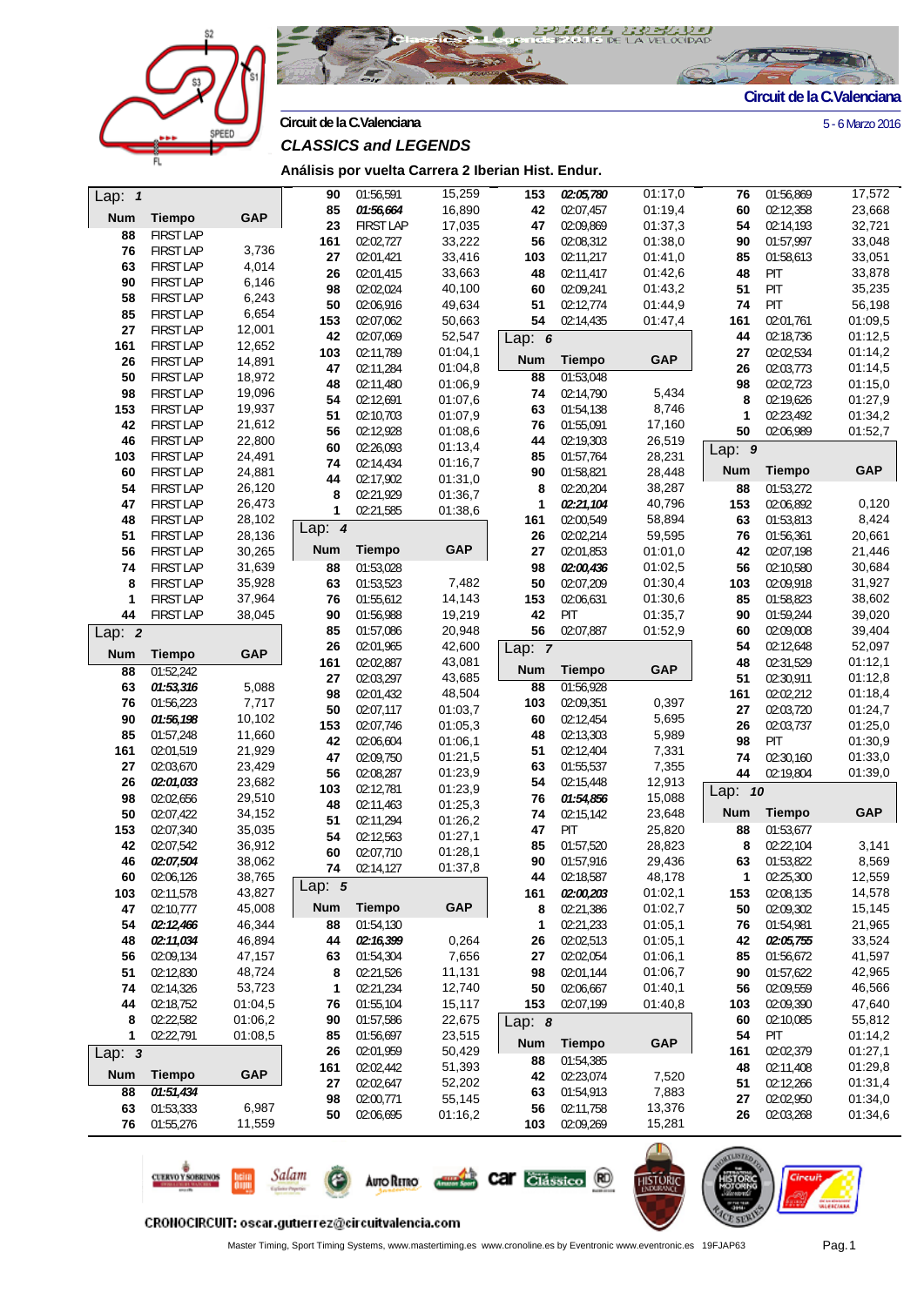Circuit de la C.Valenciana

5 - 6 Marzo 2016

Circuit de la C.Valenciana

## CLASSICS and LEGENDS

### Análisis por vuelta Carrera 2 Iberian Hist. Endur.

**Lap: 1**

| Num | Tiempo | GAP |
|---|---|---|
| 88 | FIRST LAP | |
| 76 | FIRST LAP | 3,736 |
| 63 | FIRST LAP | 4,014 |
| 90 | FIRST LAP | 6,146 |
| 58 | FIRST LAP | 6,243 |
| 85 | FIRST LAP | 6,654 |
| 27 | FIRST LAP | 12,001 |
| 161 | FIRST LAP | 12,652 |
| 26 | FIRST LAP | 14,891 |
| 50 | FIRST LAP | 18,972 |
| 98 | FIRST LAP | 19,096 |
| 153 | FIRST LAP | 19,937 |
| 42 | FIRST LAP | 21,612 |
| 46 | FIRST LAP | 22,800 |
| 103 | FIRST LAP | 24,491 |
| 60 | FIRST LAP | 24,881 |
| 54 | FIRST LAP | 26,120 |
| 47 | FIRST LAP | 26,473 |
| 48 | FIRST LAP | 28,102 |
| 51 | FIRST LAP | 28,136 |
| 56 | FIRST LAP | 30,265 |
| 74 | FIRST LAP | 31,639 |
| 8 | FIRST LAP | 35,928 |
| 1 | FIRST LAP | 37,964 |
| 44 | FIRST LAP | 38,045 |

**Lap: 2**

| Num | Tiempo | GAP |
|---|---|---|
| 88 | 01:52,242 | |
| 63 | *01:53,316* | 5,088 |
| 76 | 01:56,223 | 7,717 |
| 90 | *01:56,198* | 10,102 |
| 85 | 01:57,248 | 11,660 |
| 161 | 02:01,519 | 21,929 |
| 27 | 02:03,670 | 23,429 |
| 26 | *02:01,033* | 23,682 |
| 98 | 02:02,656 | 29,510 |
| 50 | 02:07,422 | 34,152 |
| 153 | 02:07,340 | 35,035 |
| 42 | 02:07,542 | 36,912 |
| 46 | *02:07,504* | 38,062 |
| 60 | 02:06,126 | 38,765 |
| 103 | 02:11,578 | 43,827 |
| 47 | 02:10,777 | 45,008 |
| 54 | *02:12,466* | 46,344 |
| 48 | *02:11,034* | 46,894 |
| 56 | 02:09,134 | 47,157 |
| 51 | 02:12,830 | 48,724 |
| 74 | 02:14,326 | 53,723 |
| 44 | 02:18,752 | 01:04,5 |
| 8 | 02:22,582 | 01:06,2 |
| 1 | 02:22,791 | 01:08,5 |

**Lap: 3**

| Num | Tiempo | GAP |
|---|---|---|
| 88 | *01:51,434* | |
| 63 | 01:53,333 | 6,987 |
| 76 | 01:55,276 | 11,559 |
| 90 | 01:56,591 | 15,259 |
| 85 | *01:56,664* | 16,890 |
| 23 | FIRST LAP | 17,035 |
| 161 | 02:02,727 | 33,222 |
| 27 | 02:01,421 | 33,416 |
| 26 | 02:01,415 | 33,663 |
| 98 | 02:02,024 | 40,100 |
| 50 | 02:06,916 | 49,634 |
| 153 | 02:07,062 | 50,663 |
| 42 | 02:07,069 | 52,547 |
| 103 | 02:11,789 | 01:04,1 |
| 47 | 02:11,284 | 01:04,8 |
| 48 | 02:11,480 | 01:06,9 |
| 54 | 02:12,691 | 01:07,6 |
| 51 | 02:10,703 | 01:07,9 |
| 56 | 02:12,928 | 01:08,6 |
| 60 | 02:26,093 | 01:13,4 |
| 74 | 02:14,434 | 01:16,7 |
| 44 | 02:17,902 | 01:31,0 |
| 8 | 02:21,929 | 01:36,7 |
| 1 | 02:21,585 | 01:38,6 |

**Lap: 4**

| Num | Tiempo | GAP |
|---|---|---|
| 88 | 01:53,028 | |
| 63 | 01:53,523 | 7,482 |
| 76 | 01:55,612 | 14,143 |
| 90 | 01:56,988 | 19,219 |
| 85 | 01:57,086 | 20,948 |
| 26 | 02:01,965 | 42,600 |
| 161 | 02:02,887 | 43,081 |
| 27 | 02:03,297 | 43,685 |
| 98 | 02:01,432 | 48,504 |
| 50 | 02:07,117 | 01:03,7 |
| 153 | 02:07,746 | 01:05,3 |
| 42 | 02:06,604 | 01:06,1 |
| 47 | 02:09,750 | 01:21,5 |
| 56 | 02:08,287 | 01:23,9 |
| 103 | 02:12,781 | 01:23,9 |
| 48 | 02:11,463 | 01:25,3 |
| 51 | 02:11,294 | 01:26,2 |
| 54 | 02:12,563 | 01:27,1 |
| 60 | 02:07,710 | 01:28,1 |
| 74 | 02:14,127 | 01:37,8 |

**Lap: 5**

| Num | Tiempo | GAP |
|---|---|---|
| 88 | 01:54,130 | |
| 44 | *02:16,399* | 0,264 |
| 63 | 01:54,304 | 7,656 |
| 8 | 02:21,526 | 11,131 |
| 1 | 02:21,234 | 12,740 |
| 76 | 01:55,104 | 15,117 |
| 90 | 01:57,586 | 22,675 |
| 85 | 01:56,697 | 23,515 |
| 26 | 02:01,959 | 50,429 |
| 161 | 02:02,442 | 51,393 |
| 27 | 02:02,647 | 52,202 |
| 98 | 02:00,771 | 55,145 |
| 50 | 02:06,695 | 01:16,2 |
| 153 | *02:05,780* | 01:17,0 |
| 42 | 02:07,457 | 01:19,4 |
| 47 | 02:09,869 | 01:37,3 |
| 56 | 02:08,312 | 01:38,0 |
| 103 | 02:11,217 | 01:41,0 |
| 48 | 02:11,417 | 01:42,6 |
| 60 | 02:09,241 | 01:43,2 |
| 51 | 02:12,774 | 01:44,9 |
| 54 | 02:14,435 | 01:47,4 |

**Lap: 6**

| Num | Tiempo | GAP |
|---|---|---|
| 88 | 01:53,048 | |
| 74 | 02:14,790 | 5,434 |
| 63 | 01:54,138 | 8,746 |
| 76 | 01:55,091 | 17,160 |
| 44 | 02:19,303 | 26,519 |
| 85 | 01:57,764 | 28,231 |
| 90 | 01:58,821 | 28,448 |
| 8 | 02:20,204 | 38,287 |
| 1 | *02:21,104* | 40,796 |
| 161 | 02:00,549 | 58,894 |
| 26 | 02:02,214 | 59,595 |
| 27 | 02:01,853 | 01:01,0 |
| 98 | *02:00,436* | 01:02,5 |
| 50 | 02:07,209 | 01:30,4 |
| 153 | 02:06,631 | 01:30,6 |
| 42 | PIT | 01:35,7 |
| 56 | 02:07,887 | 01:52,9 |

**Lap: 7**

| Num | Tiempo | GAP |
|---|---|---|
| 88 | 01:56,928 | |
| 103 | 02:09,351 | 0,397 |
| 60 | 02:12,454 | 5,695 |
| 48 | 02:13,303 | 5,989 |
| 51 | 02:12,404 | 7,331 |
| 63 | 01:55,537 | 7,355 |
| 54 | 02:15,448 | 12,913 |
| 76 | *01:54,856* | 15,088 |
| 74 | 02:15,142 | 23,648 |
| 47 | PIT | 25,820 |
| 85 | 01:57,520 | 28,823 |
| 90 | 01:57,916 | 29,436 |
| 44 | 02:18,587 | 48,178 |
| 161 | *02:00,203* | 01:02,1 |
| 8 | 02:21,386 | 01:02,7 |
| 1 | 02:21,233 | 01:05,1 |
| 26 | 02:02,513 | 01:05,1 |
| 27 | 02:02,054 | 01:06,1 |
| 98 | 02:01,144 | 01:06,7 |
| 50 | 02:06,667 | 01:40,1 |
| 153 | 02:07,199 | 01:40,8 |

**Lap: 8**

| Num | Tiempo | GAP |
|---|---|---|
| 88 | 01:54,385 | |
| 42 | 02:23,074 | 7,520 |
| 63 | 01:54,913 | 7,883 |
| 56 | 02:11,758 | 13,376 |
| 103 | 02:09,269 | 15,281 |
| 76 | 01:56,869 | 17,572 |
| 60 | 02:12,358 | 23,668 |
| 54 | 02:14,193 | 32,721 |
| 90 | 01:57,997 | 33,048 |
| 85 | 01:58,613 | 33,051 |
| 48 | PIT | 33,878 |
| 51 | PIT | 35,235 |
| 74 | PIT | 56,198 |
| 161 | 02:01,761 | 01:09,5 |
| 44 | 02:18,736 | 01:12,5 |
| 27 | 02:02,534 | 01:14,2 |
| 26 | 02:03,773 | 01:14,5 |
| 98 | 02:02,723 | 01:15,0 |
| 8 | 02:19,626 | 01:27,9 |
| 1 | 02:23,492 | 01:34,2 |
| 50 | 02:06,989 | 01:52,7 |

**Lap: 9**

| Num | Tiempo | GAP |
|---|---|---|
| 88 | 01:53,272 | |
| 153 | 02:06,892 | 0,120 |
| 63 | 01:53,813 | 8,424 |
| 76 | 01:56,361 | 20,661 |
| 42 | 02:07,198 | 21,446 |
| 56 | 02:10,580 | 30,684 |
| 103 | 02:09,918 | 31,927 |
| 85 | 01:58,823 | 38,602 |
| 90 | 01:59,244 | 39,020 |
| 60 | 02:09,008 | 39,404 |
| 54 | 02:12,648 | 52,097 |
| 48 | 02:31,529 | 01:12,1 |
| 51 | 02:30,911 | 01:12,8 |
| 161 | 02:02,212 | 01:18,4 |
| 27 | 02:03,720 | 01:24,7 |
| 26 | 02:03,737 | 01:25,0 |
| 98 | PIT | 01:30,9 |
| 74 | 02:30,160 | 01:33,0 |
| 44 | 02:19,804 | 01:39,0 |

**Lap: 10**

| Num | Tiempo | GAP |
|---|---|---|
| 88 | 01:53,677 | |
| 8 | 02:22,104 | 3,141 |
| 63 | 01:53,822 | 8,569 |
| 1 | 02:25,300 | 12,559 |
| 153 | 02:08,135 | 14,578 |
| 50 | 02:09,302 | 15,145 |
| 76 | 01:54,981 | 21,965 |
| 42 | *02:05,755* | 33,524 |
| 85 | 01:56,672 | 41,597 |
| 90 | 01:57,622 | 42,965 |
| 56 | 02:09,559 | 46,566 |
| 103 | 02:09,390 | 47,640 |
| 60 | 02:10,085 | 55,812 |
| 54 | PIT | 01:14,2 |
| 161 | 02:02,379 | 01:27,1 |
| 48 | 02:11,408 | 01:29,8 |
| 51 | 02:12,266 | 01:31,4 |
| 27 | 02:02,950 | 01:34,0 |
| 26 | 02:03,268 | 01:34,6 |

CRONOCIRCUIT: oscar.gutierrez@circuitvalencia.com

Master Timing, Sport Timing Systems, www.mastertiming.es www.cronoline.es by Eventronic www.eventronic.es 19FJAP63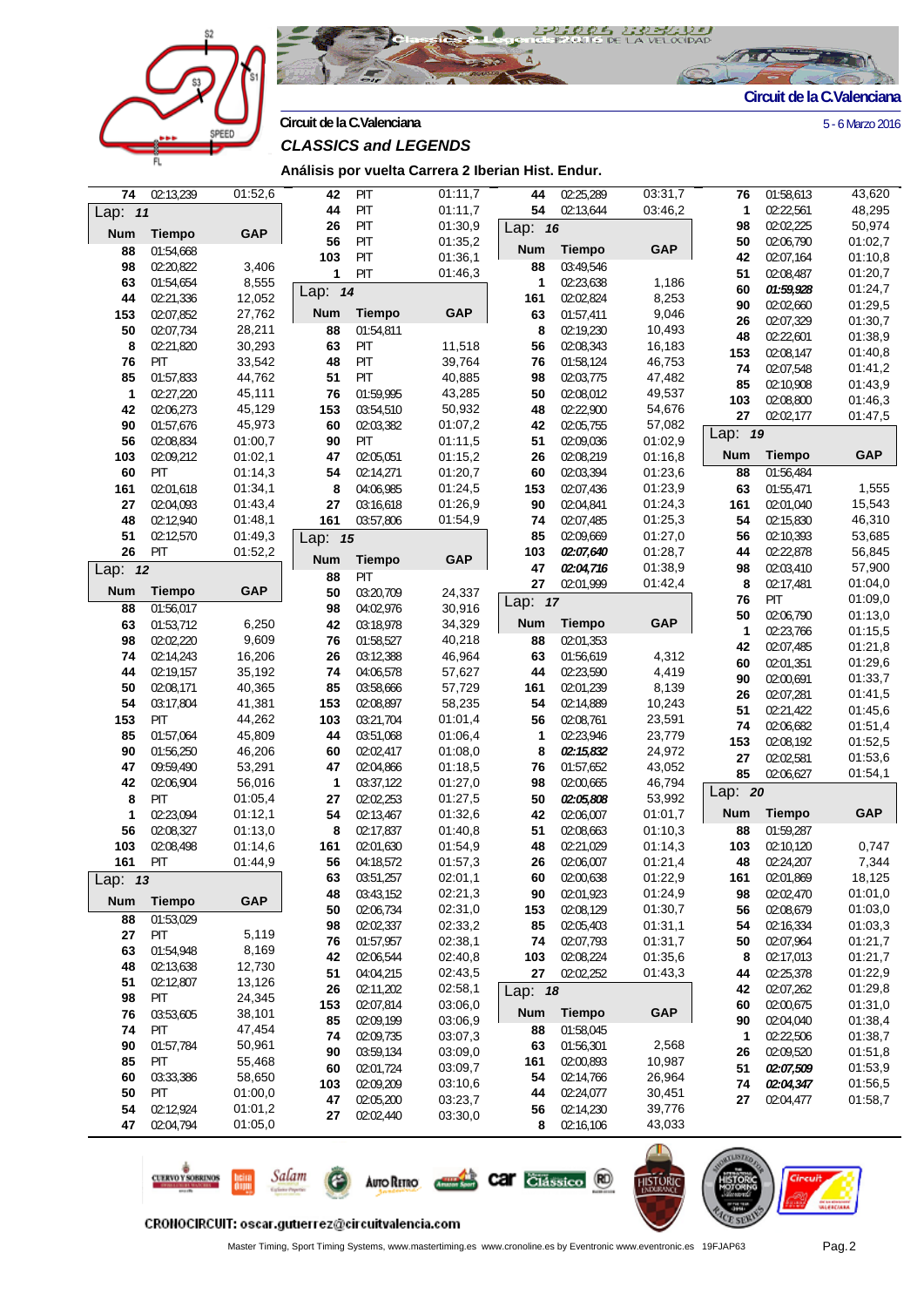Circuit de la C.Valenciana

5 - 6 Marzo 2016

Circuit de la C.Valenciana

*CLASSICS and LEGENDS*

**Análisis por vuelta Carrera 2 Iberian Hist. Endur.**

| Num | Tiempo | GAP |
|---|---|---|
| 74 | 02:13,239 | 01:52,6 |

**Lap: 11**

| Num | Tiempo | GAP |
|---|---|---|
| 88 | 01:54,668 | |
| 98 | 02:20,822 | 3,406 |
| 63 | 01:54,654 | 8,555 |
| 44 | 02:21,336 | 12,052 |
| 153 | 02:07,852 | 27,762 |
| 50 | 02:07,734 | 28,211 |
| 8 | 02:21,820 | 30,293 |
| 76 | PIT | 33,542 |
| 85 | 01:57,833 | 44,762 |
| 1 | 02:27,220 | 45,111 |
| 42 | 02:06,273 | 45,129 |
| 90 | 01:57,676 | 45,973 |
| 56 | 02:08,834 | 01:00,7 |
| 103 | 02:09,212 | 01:02,1 |
| 60 | PIT | 01:14,3 |
| 161 | 02:01,618 | 01:34,1 |
| 27 | 02:04,093 | 01:43,4 |
| 48 | 02:12,940 | 01:48,1 |
| 51 | 02:12,570 | 01:49,3 |
| 26 | PIT | 01:52,2 |

**Lap: 12**

| Num | Tiempo | GAP |
|---|---|---|
| 88 | 01:56,017 | |
| 63 | 01:53,712 | 6,250 |
| 98 | 02:02,220 | 9,609 |
| 74 | 02:14,243 | 16,206 |
| 44 | 02:19,157 | 35,192 |
| 50 | 02:08,171 | 40,365 |
| 54 | 03:17,804 | 41,381 |
| 153 | PIT | 44,262 |
| 85 | 01:57,064 | 45,809 |
| 90 | 01:56,250 | 46,206 |
| 47 | 09:59,490 | 53,291 |
| 42 | 02:06,904 | 56,016 |
| 8 | PIT | 01:05,4 |
| 1 | 02:23,094 | 01:12,1 |
| 56 | 02:08,327 | 01:13,0 |
| 103 | 02:08,498 | 01:14,6 |
| 161 | PIT | 01:44,9 |

**Lap: 13**

| Num | Tiempo | GAP |
|---|---|---|
| 88 | 01:53,029 | |
| 27 | PIT | 5,119 |
| 63 | 01:54,948 | 8,169 |
| 48 | 02:13,638 | 12,730 |
| 51 | 02:12,807 | 13,126 |
| 98 | PIT | 24,345 |
| 76 | 03:53,605 | 38,101 |
| 74 | PIT | 47,454 |
| 90 | 01:57,784 | 50,961 |
| 85 | PIT | 55,468 |
| 60 | 03:33,386 | 58,650 |
| 50 | PIT | 01:00,0 |
| 54 | 02:12,924 | 01:01,2 |
| 47 | 02:04,794 | 01:05,0 |
| 42 | PIT | 01:11,7 |
| 44 | PIT | 01:11,7 |
| 26 | PIT | 01:30,9 |
| 56 | PIT | 01:35,2 |
| 103 | PIT | 01:36,1 |
| 1 | PIT | 01:46,3 |

**Lap: 14**

| Num | Tiempo | GAP |
|---|---|---|
| 88 | 01:54,811 | |
| 63 | PIT | 11,518 |
| 48 | PIT | 39,764 |
| 51 | PIT | 40,885 |
| 76 | 01:59,995 | 43,285 |
| 153 | 03:54,510 | 50,932 |
| 60 | 02:03,382 | 01:07,2 |
| 90 | PIT | 01:11,5 |
| 47 | 02:05,051 | 01:15,2 |
| 54 | 02:14,271 | 01:20,7 |
| 8 | 04:06,985 | 01:24,5 |
| 27 | 03:16,618 | 01:26,9 |
| 161 | 03:57,806 | 01:54,9 |

**Lap: 15**

| Num | Tiempo | GAP |
|---|---|---|
| 88 | PIT | |
| 50 | 03:20,709 | 24,337 |
| 98 | 04:02,976 | 30,916 |
| 42 | 03:18,978 | 34,329 |
| 76 | 01:58,527 | 40,218 |
| 26 | 03:12,388 | 46,964 |
| 74 | 04:06,578 | 57,627 |
| 85 | 03:58,666 | 57,729 |
| 153 | 02:08,897 | 58,235 |
| 103 | 03:21,704 | 01:01,4 |
| 44 | 03:51,068 | 01:06,4 |
| 60 | 02:02,417 | 01:08,0 |
| 47 | 02:04,866 | 01:18,5 |
| 1 | 03:37,122 | 01:27,0 |
| 27 | 02:02,253 | 01:27,5 |
| 54 | 02:13,427 | 01:32,6 |
| 8 | 02:17,837 | 01:40,8 |
| 161 | 02:01,630 | 01:54,9 |
| 56 | 04:18,572 | 01:57,3 |
| 63 | 03:51,257 | 02:01,1 |
| 48 | 03:43,152 | 02:21,3 |
| 50 | 02:06,734 | 02:31,0 |
| 98 | 02:02,337 | 02:33,2 |
| 76 | 01:57,957 | 02:38,1 |
| 42 | 02:06,544 | 02:40,8 |
| 51 | 04:04,215 | 02:43,5 |
| 26 | 02:11,202 | 02:58,1 |
| 153 | 02:07,814 | 03:06,0 |
| 85 | 02:09,199 | 03:06,9 |
| 74 | 02:09,735 | 03:07,3 |
| 90 | 03:59,134 | 03:09,0 |
| 60 | 02:01,724 | 03:09,7 |
| 103 | 02:09,209 | 03:10,6 |
| 47 | 02:05,200 | 03:23,7 |
| 27 | 02:02,440 | 03:30,0 |
| 44 | 02:25,289 | 03:31,7 |
| 54 | 02:13,644 | 03:46,2 |

**Lap: 16**

| Num | Tiempo | GAP |
|---|---|---|
| 88 | 03:49,546 | |
| 1 | 02:23,638 | 1,186 |
| 161 | 02:02,824 | 8,253 |
| 63 | 01:57,411 | 9,046 |
| 8 | 02:19,230 | 10,493 |
| 56 | 02:08,343 | 16,183 |
| 76 | 01:58,124 | 46,753 |
| 98 | 02:03,775 | 47,482 |
| 50 | 02:08,012 | 49,537 |
| 48 | 02:22,900 | 54,676 |
| 42 | 02:05,755 | 57,082 |
| 51 | 02:09,036 | 01:02,9 |
| 26 | 02:08,219 | 01:16,8 |
| 60 | 02:03,394 | 01:23,6 |
| 153 | 02:07,436 | 01:23,9 |
| 90 | 02:04,841 | 01:24,3 |
| 74 | 02:07,485 | 01:25,3 |
| 85 | 02:09,669 | 01:27,0 |
| 103 | ***02:07,640*** | 01:28,7 |
| 47 | ***02:04,716*** | 01:38,9 |
| 27 | 02:01,999 | 01:42,4 |

**Lap: 17**

| Num | Tiempo | GAP |
|---|---|---|
| 88 | 02:01,353 | |
| 63 | 01:56,619 | 4,312 |
| 44 | 02:23,590 | 4,419 |
| 161 | 02:01,239 | 8,139 |
| 54 | 02:14,889 | 10,243 |
| 56 | 02:08,761 | 23,591 |
| 1 | 02:23,946 | 23,779 |
| 8 | ***02:15,832*** | 24,972 |
| 76 | 01:57,652 | 43,052 |
| 98 | 02:00,665 | 46,794 |
| 50 | ***02:05,808*** | 53,992 |
| 42 | 02:06,007 | 01:01,7 |
| 51 | 02:08,663 | 01:10,3 |
| 48 | 02:21,029 | 01:14,3 |
| 26 | 02:06,007 | 01:21,4 |
| 60 | 02:00,638 | 01:22,9 |
| 90 | 02:01,923 | 01:24,9 |
| 153 | 02:08,129 | 01:30,7 |
| 85 | 02:05,403 | 01:31,1 |
| 74 | 02:07,793 | 01:31,7 |
| 103 | 02:08,224 | 01:35,6 |
| 27 | 02:02,252 | 01:43,3 |

**Lap: 18**

| Num | Tiempo | GAP |
|---|---|---|
| 88 | 01:58,045 | |
| 63 | 01:56,301 | 2,568 |
| 161 | 02:00,893 | 10,987 |
| 54 | 02:14,766 | 26,964 |
| 44 | 02:24,077 | 30,451 |
| 56 | 02:14,230 | 39,776 |
| 8 | 02:16,106 | 43,033 |
| 76 | 01:58,613 | 43,620 |
| 1 | 02:22,561 | 48,295 |
| 98 | 02:02,225 | 50,974 |
| 50 | 02:06,790 | 01:02,7 |
| 42 | 02:07,164 | 01:10,8 |
| 51 | 02:08,487 | 01:20,7 |
| 60 | ***01:59,928*** | 01:24,7 |
| 90 | 02:02,660 | 01:29,5 |
| 26 | 02:07,329 | 01:30,7 |
| 48 | 02:22,601 | 01:38,9 |
| 153 | 02:08,147 | 01:40,8 |
| 74 | 02:07,548 | 01:41,2 |
| 85 | 02:10,908 | 01:43,9 |
| 103 | 02:08,800 | 01:46,3 |
| 27 | 02:02,177 | 01:47,5 |

**Lap: 19**

| Num | Tiempo | GAP |
|---|---|---|
| 88 | 01:56,484 | |
| 63 | 01:55,471 | 1,555 |
| 161 | 02:01,040 | 15,543 |
| 54 | 02:15,830 | 46,310 |
| 56 | 02:10,393 | 53,685 |
| 44 | 02:22,878 | 56,845 |
| 98 | 02:03,410 | 57,900 |
| 8 | 02:17,481 | 01:04,0 |
| 76 | PIT | 01:09,0 |
| 50 | 02:06,790 | 01:13,0 |
| 1 | 02:23,766 | 01:15,5 |
| 42 | 02:07,485 | 01:21,8 |
| 60 | 02:01,351 | 01:29,6 |
| 90 | 02:00,691 | 01:33,7 |
| 26 | 02:07,281 | 01:41,5 |
| 51 | 02:21,422 | 01:45,6 |
| 74 | 02:06,682 | 01:51,4 |
| 153 | 02:08,192 | 01:52,5 |
| 27 | 02:02,581 | 01:53,6 |
| 85 | 02:06,627 | 01:54,1 |

**Lap: 20**

| Num | Tiempo | GAP |
|---|---|---|
| 88 | 01:59,287 | |
| 103 | 02:10,120 | 0,747 |
| 48 | 02:24,207 | 7,344 |
| 161 | 02:01,869 | 18,125 |
| 98 | 02:02,470 | 01:01,0 |
| 56 | 02:08,679 | 01:03,0 |
| 54 | 02:16,334 | 01:03,3 |
| 50 | 02:07,964 | 01:21,7 |
| 8 | 02:17,013 | 01:21,7 |
| 44 | 02:25,378 | 01:22,9 |
| 42 | 02:07,262 | 01:29,8 |
| 60 | 02:00,675 | 01:31,0 |
| 90 | 02:04,040 | 01:38,4 |
| 1 | 02:22,506 | 01:38,7 |
| 26 | 02:09,520 | 01:51,8 |
| 51 | ***02:07,509*** | 01:53,9 |
| 74 | ***02:04,347*** | 01:56,5 |
| 27 | 02:04,477 | 01:58,7 |

CRONOCIRCUIT: oscar.gutierrez@circuitvalencia.com

Master Timing, Sport Timing Systems, www.mastertiming.es www.cronoline.es by Eventronic www.eventronic.es 19FJAP63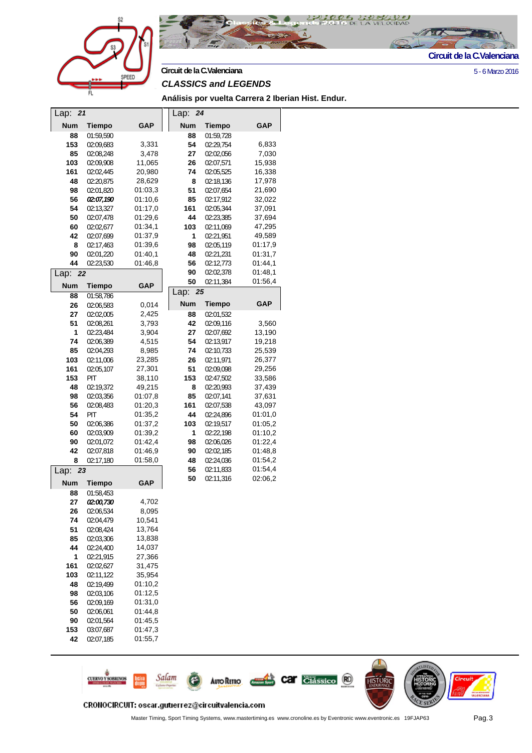Circuit de la C.Valenciana

5 - 6 Marzo 2016

## CLASSICS and LEGENDS

### Análisis por vuelta Carrera 2 Iberian Hist. Endur.

**Lap: 21**

| Num | Tiempo | GAP |
|---|---|---|
| 88 | 01:59,590 | |
| 153 | 02:09,683 | 3,331 |
| 85 | 02:08,248 | 3,478 |
| 103 | 02:09,908 | 11,065 |
| 161 | 02:02,445 | 20,980 |
| 48 | 02:20,875 | 28,629 |
| 98 | 02:01,820 | 01:03,3 |
| 56 | ***02:07,190*** | 01:10,6 |
| 54 | 02:13,327 | 01:17,0 |
| 50 | 02:07,478 | 01:29,6 |
| 60 | 02:02,677 | 01:34,1 |
| 42 | 02:07,699 | 01:37,9 |
| 8 | 02:17,463 | 01:39,6 |
| 90 | 02:01,220 | 01:40,1 |
| 44 | 02:23,530 | 01:46,8 |

**Lap: 22**

| Num | Tiempo | GAP |
|---|---|---|
| 88 | 01:58,786 | |
| 26 | 02:06,583 | 0,014 |
| 27 | 02:02,005 | 2,425 |
| 51 | 02:08,261 | 3,793 |
| 1 | 02:23,484 | 3,904 |
| 74 | 02:06,389 | 4,515 |
| 85 | 02:04,293 | 8,985 |
| 103 | 02:11,006 | 23,285 |
| 161 | 02:05,107 | 27,301 |
| 153 | PIT | 38,110 |
| 48 | 02:19,372 | 49,215 |
| 98 | 02:03,356 | 01:07,8 |
| 56 | 02:08,483 | 01:20,3 |
| 54 | PIT | 01:35,2 |
| 50 | 02:06,386 | 01:37,2 |
| 60 | 02:03,909 | 01:39,2 |
| 90 | 02:01,072 | 01:42,4 |
| 42 | 02:07,818 | 01:46,9 |
| 8 | 02:17,180 | 01:58,0 |

**Lap: 23**

| Num | Tiempo | GAP |
|---|---|---|
| 88 | 01:58,453 | |
| 27 | ***02:00,730*** | 4,702 |
| 26 | 02:06,534 | 8,095 |
| 74 | 02:04,479 | 10,541 |
| 51 | 02:08,424 | 13,764 |
| 85 | 02:03,306 | 13,838 |
| 44 | 02:24,400 | 14,037 |
| 1 | 02:21,915 | 27,366 |
| 161 | 02:02,627 | 31,475 |
| 103 | 02:11,122 | 35,954 |
| 48 | 02:19,499 | 01:10,2 |
| 98 | 02:03,106 | 01:12,5 |
| 56 | 02:09,169 | 01:31,0 |
| 50 | 02:06,061 | 01:44,8 |
| 90 | 02:01,564 | 01:45,5 |
| 153 | 03:07,687 | 01:47,3 |
| 42 | 02:07,185 | 01:55,7 |

**Lap: 24**

| Num | Tiempo | GAP |
|---|---|---|
| 88 | 01:59,728 | |
| 54 | 02:29,754 | 6,833 |
| 27 | 02:02,056 | 7,030 |
| 26 | 02:07,571 | 15,938 |
| 74 | 02:05,525 | 16,338 |
| 8 | 02:18,136 | 17,978 |
| 51 | 02:07,654 | 21,690 |
| 85 | 02:17,912 | 32,022 |
| 161 | 02:05,344 | 37,091 |
| 44 | 02:23,385 | 37,694 |
| 103 | 02:11,069 | 47,295 |
| 1 | 02:21,951 | 49,589 |
| 98 | 02:05,119 | 01:17,9 |
| 48 | 02:21,231 | 01:31,7 |
| 56 | 02:12,773 | 01:44,1 |
| 90 | 02:02,378 | 01:48,1 |
| 50 | 02:11,384 | 01:56,4 |

**Lap: 25**

| Num | Tiempo | GAP |
|---|---|---|
| 88 | 02:01,532 | |
| 42 | 02:09,116 | 3,560 |
| 27 | 02:07,692 | 13,190 |
| 54 | 02:13,917 | 19,218 |
| 74 | 02:10,733 | 25,539 |
| 26 | 02:11,971 | 26,377 |
| 51 | 02:09,098 | 29,256 |
| 153 | 02:47,502 | 33,586 |
| 8 | 02:20,993 | 37,439 |
| 85 | 02:07,141 | 37,631 |
| 161 | 02:07,538 | 43,097 |
| 44 | 02:24,896 | 01:01,0 |
| 103 | 02:19,517 | 01:05,2 |
| 1 | 02:22,198 | 01:10,2 |
| 98 | 02:06,026 | 01:22,4 |
| 90 | 02:02,185 | 01:48,8 |
| 48 | 02:24,036 | 01:54,2 |
| 56 | 02:11,833 | 01:54,4 |
| 50 | 02:11,316 | 02:06,2 |

CRONOCIRCUIT: oscar.gutierrez@circuitvalencia.com

Master Timing, Sport Timing Systems, www.mastertiming.es www.cronoline.es by Eventronic www.eventronic.es 19FJAP63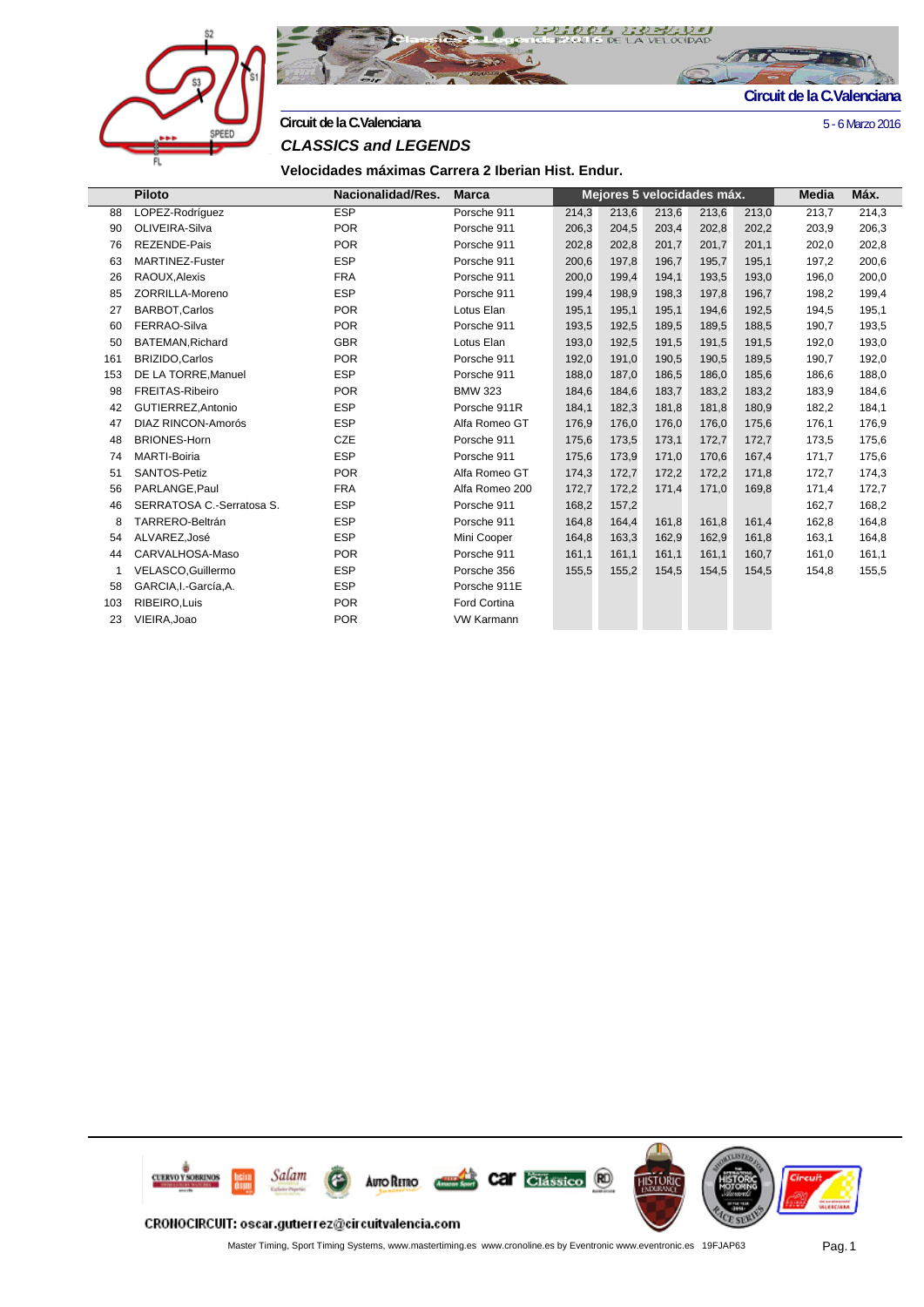Circuit de la C.Valenciana

5 - 6 Marzo 2016

Circuit de la C.Valenciana

*CLASSICS and LEGENDS*

**Velocidades máximas Carrera 2 Iberian Hist. Endur.**

| | Piloto | Nacionalidad/Res. | Marca | Mejores 5 velocidades máx. | | | | | Media | Máx. |
|---|---|---|---|---|---|---|---|---|---|---|
| 88 | LOPEZ-Rodríguez | ESP | Porsche 911 | 214,3 | 213,6 | 213,6 | 213,6 | 213,0 | 213,7 | 214,3 |
| 90 | OLIVEIRA-Silva | POR | Porsche 911 | 206,3 | 204,5 | 203,4 | 202,8 | 202,2 | 203,9 | 206,3 |
| 76 | REZENDE-Pais | POR | Porsche 911 | 202,8 | 202,8 | 201,7 | 201,7 | 201,1 | 202,0 | 202,8 |
| 63 | MARTINEZ-Fuster | ESP | Porsche 911 | 200,6 | 197,8 | 196,7 | 195,7 | 195,1 | 197,2 | 200,6 |
| 26 | RAOUX,Alexis | FRA | Porsche 911 | 200,0 | 199,4 | 194,1 | 193,5 | 193,0 | 196,0 | 200,0 |
| 85 | ZORRILLA-Moreno | ESP | Porsche 911 | 199,4 | 198,9 | 198,3 | 197,8 | 196,7 | 198,2 | 199,4 |
| 27 | BARBOT,Carlos | POR | Lotus Elan | 195,1 | 195,1 | 195,1 | 194,6 | 192,5 | 194,5 | 195,1 |
| 60 | FERRAO-Silva | POR | Porsche 911 | 193,5 | 192,5 | 189,5 | 189,5 | 188,5 | 190,7 | 193,5 |
| 50 | BATEMAN,Richard | GBR | Lotus Elan | 193,0 | 192,5 | 191,5 | 191,5 | 191,5 | 192,0 | 193,0 |
| 161 | BRIZIDO,Carlos | POR | Porsche 911 | 192,0 | 191,0 | 190,5 | 190,5 | 189,5 | 190,7 | 192,0 |
| 153 | DE LA TORRE,Manuel | ESP | Porsche 911 | 188,0 | 187,0 | 186,5 | 186,0 | 185,6 | 186,6 | 188,0 |
| 98 | FREITAS-Ribeiro | POR | BMW 323 | 184,6 | 184,6 | 183,7 | 183,2 | 183,2 | 183,9 | 184,6 |
| 42 | GUTIERREZ,Antonio | ESP | Porsche 911R | 184,1 | 182,3 | 181,8 | 181,8 | 180,9 | 182,2 | 184,1 |
| 47 | DIAZ RINCON-Amorós | ESP | Alfa Romeo GT | 176,9 | 176,0 | 176,0 | 176,0 | 175,6 | 176,1 | 176,9 |
| 48 | BRIONES-Horn | CZE | Porsche 911 | 175,6 | 173,5 | 173,1 | 172,7 | 172,7 | 173,5 | 175,6 |
| 74 | MARTI-Boiria | ESP | Porsche 911 | 175,6 | 173,9 | 171,0 | 170,6 | 167,4 | 171,7 | 175,6 |
| 51 | SANTOS-Petiz | POR | Alfa Romeo GT | 174,3 | 172,7 | 172,2 | 172,2 | 171,8 | 172,7 | 174,3 |
| 56 | PARLANGE,Paul | FRA | Alfa Romeo 200 | 172,7 | 172,2 | 171,4 | 171,0 | 169,8 | 171,4 | 172,7 |
| 46 | SERRATOSA C.-Serratosa S. | ESP | Porsche 911 | 168,2 | 157,2 | | | | 162,7 | 168,2 |
| 8 | TARRERO-Beltrán | ESP | Porsche 911 | 164,8 | 164,4 | 161,8 | 161,8 | 161,4 | 162,8 | 164,8 |
| 54 | ALVAREZ,José | ESP | Mini Cooper | 164,8 | 163,3 | 162,9 | 162,9 | 161,8 | 163,1 | 164,8 |
| 44 | CARVALHOSA-Maso | POR | Porsche 911 | 161,1 | 161,1 | 161,1 | 161,1 | 160,7 | 161,0 | 161,1 |
| 1 | VELASCO,Guillermo | ESP | Porsche 356 | 155,5 | 155,2 | 154,5 | 154,5 | 154,5 | 154,8 | 155,5 |
| 58 | GARCIA,I.-García,A. | ESP | Porsche 911E | | | | | | | |
| 103 | RIBEIRO,Luis | POR | Ford Cortina | | | | | | | |
| 23 | VIEIRA,Joao | POR | VW Karmann | | | | | | | |

CRONOCIRCUIT: oscar.gutierrez@circuitvalencia.com

Master Timing, Sport Timing Systems, www.mastertiming.es www.cronoline.es by Eventronic www.eventronic.es 19FJAP63